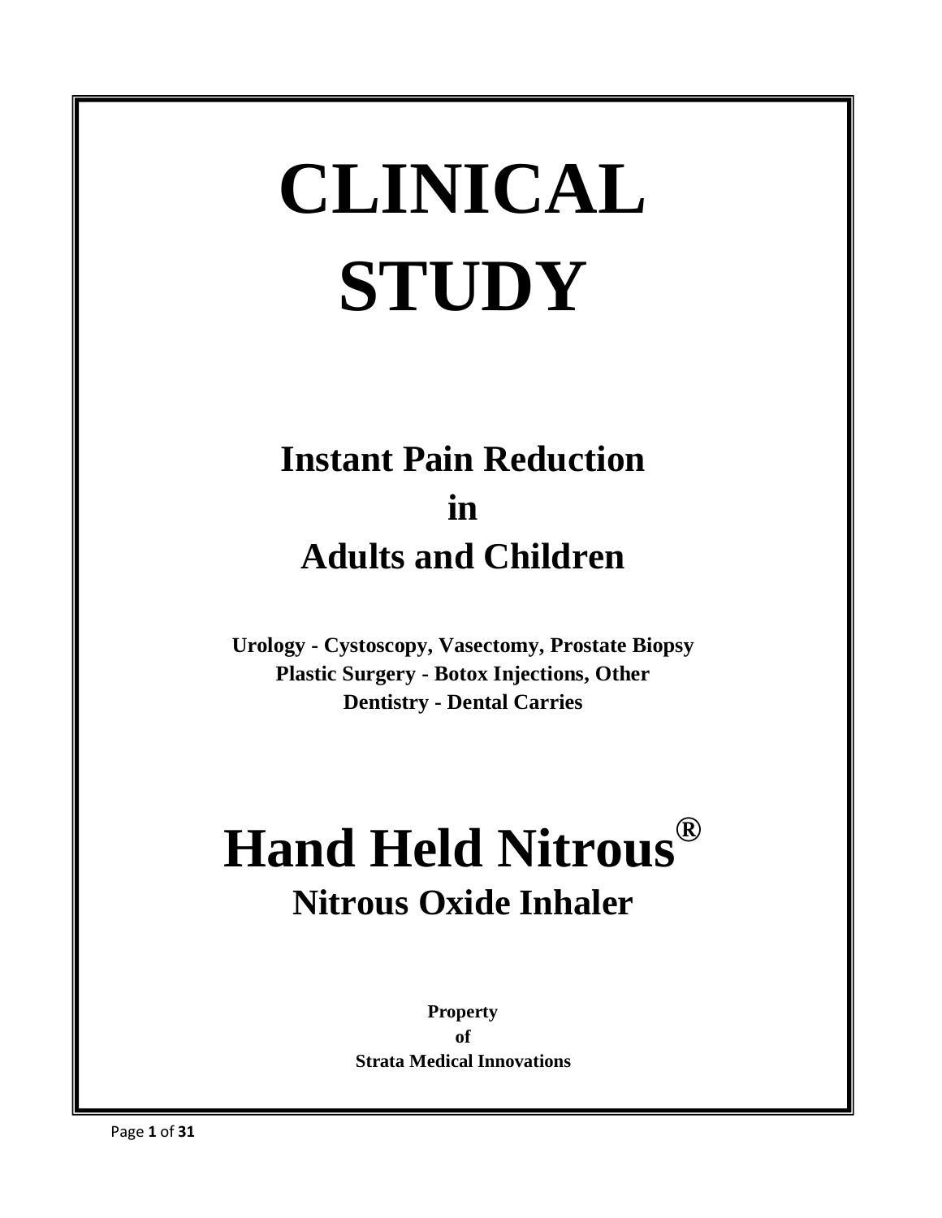# CLINICAL STUDY

## Instant Pain Reduction in Adults and Children

**Urology - Cystoscopy, Vasectomy, Prostate Biopsy**
**Plastic Surgery - Botox Injections, Other**
**Dentistry - Dental Carries**

# Hand Held Nitrous®

## Nitrous Oxide Inhaler

**Property**
**of**
**Strata Medical Innovations**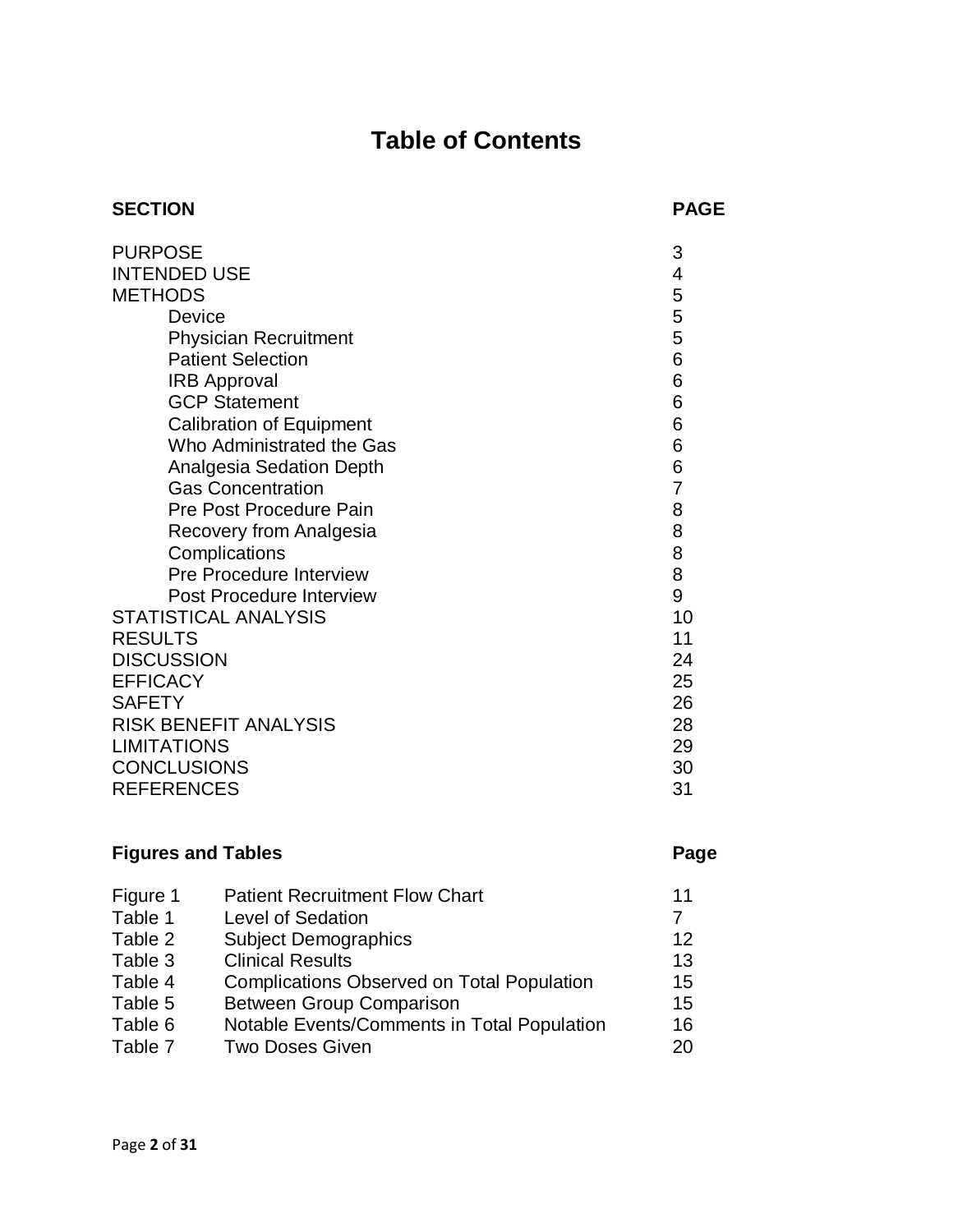# Table of Contents

| SECTION | PAGE |
|---|---|
| PURPOSE | 3 |
| INTENDED USE | 4 |
| METHODS | 5 |
| Device | 5 |
| Physician Recruitment | 5 |
| Patient Selection | 6 |
| IRB Approval | 6 |
| GCP Statement | 6 |
| Calibration of Equipment | 6 |
| Who Administrated the Gas | 6 |
| Analgesia Sedation Depth | 6 |
| Gas Concentration | 7 |
| Pre Post Procedure Pain | 8 |
| Recovery from Analgesia | 8 |
| Complications | 8 |
| Pre Procedure Interview | 8 |
| Post Procedure Interview | 9 |
| STATISTICAL ANALYSIS | 10 |
| RESULTS | 11 |
| DISCUSSION | 24 |
| EFFICACY | 25 |
| SAFETY | 26 |
| RISK BENEFIT ANALYSIS | 28 |
| LIMITATIONS | 29 |
| CONCLUSIONS | 30 |
| REFERENCES | 31 |

| Figures and Tables | | Page |
|---|---|---|
| Figure 1 | Patient Recruitment Flow Chart | 11 |
| Table 1 | Level of Sedation | 7 |
| Table 2 | Subject Demographics | 12 |
| Table 3 | Clinical Results | 13 |
| Table 4 | Complications Observed on Total Population | 15 |
| Table 5 | Between Group Comparison | 15 |
| Table 6 | Notable Events/Comments in Total Population | 16 |
| Table 7 | Two Doses Given | 20 |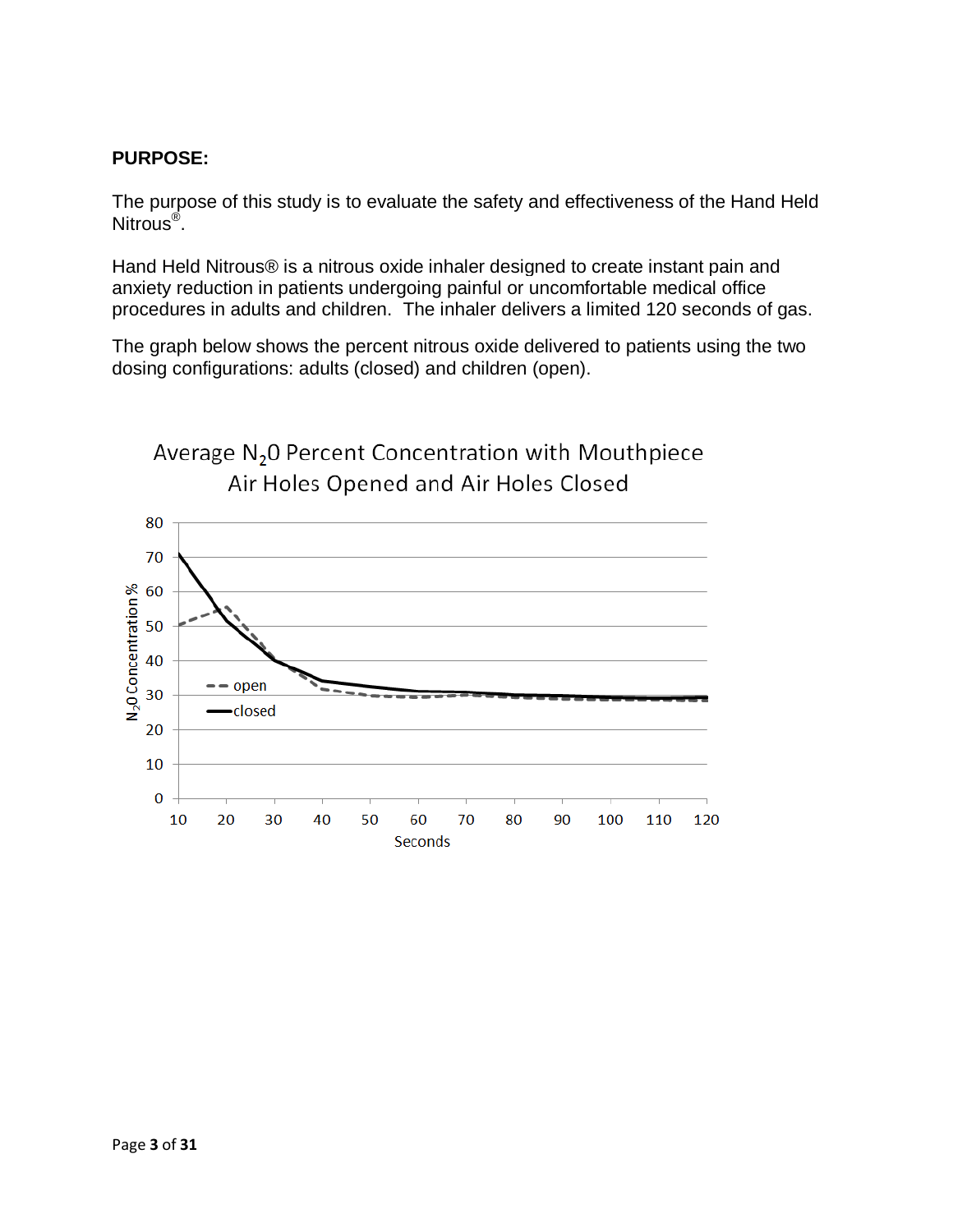**PURPOSE:**

The purpose of this study is to evaluate the safety and effectiveness of the Hand Held Nitrous®.

Hand Held Nitrous® is a nitrous oxide inhaler designed to create instant pain and anxiety reduction in patients undergoing painful or uncomfortable medical office procedures in adults and children. The inhaler delivers a limited 120 seconds of gas.

The graph below shows the percent nitrous oxide delivered to patients using the two dosing configurations: adults (closed) and children (open).

Average $N_20$ Percent Concentration with Mouthpiece Air Holes Opened and Air Holes Closed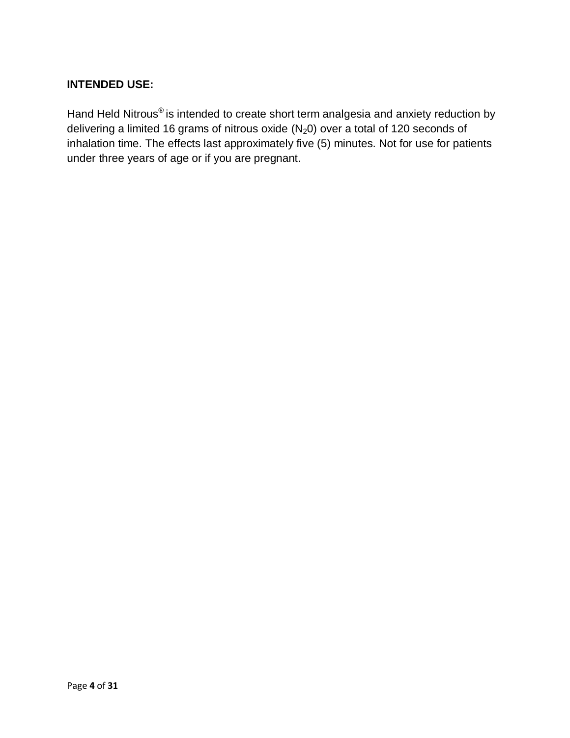**INTENDED USE:**

Hand Held Nitrous® is intended to create short term analgesia and anxiety reduction by delivering a limited 16 grams of nitrous oxide ($N_20$) over a total of 120 seconds of inhalation time. The effects last approximately five (5) minutes. Not for use for patients under three years of age or if you are pregnant.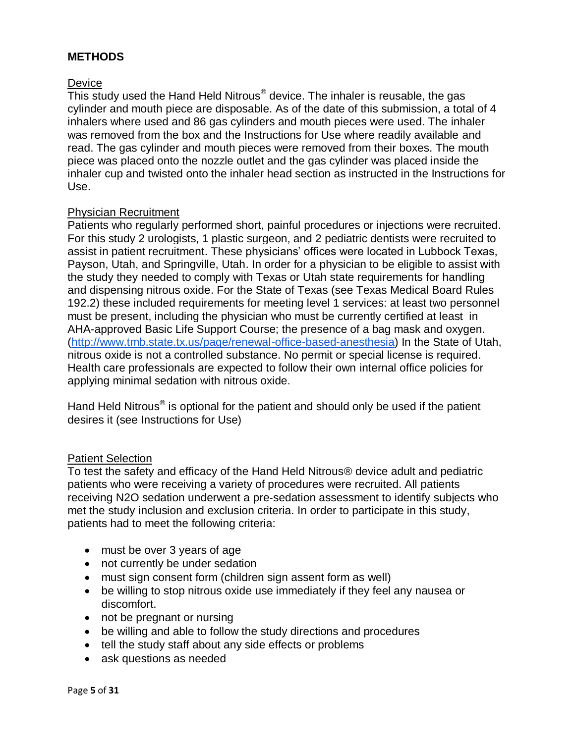## METHODS

Device

This study used the Hand Held Nitrous® device. The inhaler is reusable, the gas cylinder and mouth piece are disposable. As of the date of this submission, a total of 4 inhalers where used and 86 gas cylinders and mouth pieces were used. The inhaler was removed from the box and the Instructions for Use where readily available and read. The gas cylinder and mouth pieces were removed from their boxes. The mouth piece was placed onto the nozzle outlet and the gas cylinder was placed inside the inhaler cup and twisted onto the inhaler head section as instructed in the Instructions for Use.

Physician Recruitment

Patients who regularly performed short, painful procedures or injections were recruited. For this study 2 urologists, 1 plastic surgeon, and 2 pediatric dentists were recruited to assist in patient recruitment. These physicians' offices were located in Lubbock Texas, Payson, Utah, and Springville, Utah. In order for a physician to be eligible to assist with the study they needed to comply with Texas or Utah state requirements for handling and dispensing nitrous oxide. For the State of Texas (see Texas Medical Board Rules 192.2) these included requirements for meeting level 1 services: at least two personnel must be present, including the physician who must be currently certified at least in AHA-approved Basic Life Support Course; the presence of a bag mask and oxygen. (http://www.tmb.state.tx.us/page/renewal-office-based-anesthesia) In the State of Utah, nitrous oxide is not a controlled substance. No permit or special license is required. Health care professionals are expected to follow their own internal office policies for applying minimal sedation with nitrous oxide.

Hand Held Nitrous® is optional for the patient and should only be used if the patient desires it (see Instructions for Use)

Patient Selection

To test the safety and efficacy of the Hand Held Nitrous® device adult and pediatric patients who were receiving a variety of procedures were recruited. All patients receiving $N_2O$ sedation underwent a pre-sedation assessment to identify subjects who met the study inclusion and exclusion criteria. In order to participate in this study, patients had to meet the following criteria:

- must be over 3 years of age
- not currently be under sedation
- must sign consent form (children sign assent form as well)
- be willing to stop nitrous oxide use immediately if they feel any nausea or discomfort.
- not be pregnant or nursing
- be willing and able to follow the study directions and procedures
- tell the study staff about any side effects or problems
- ask questions as needed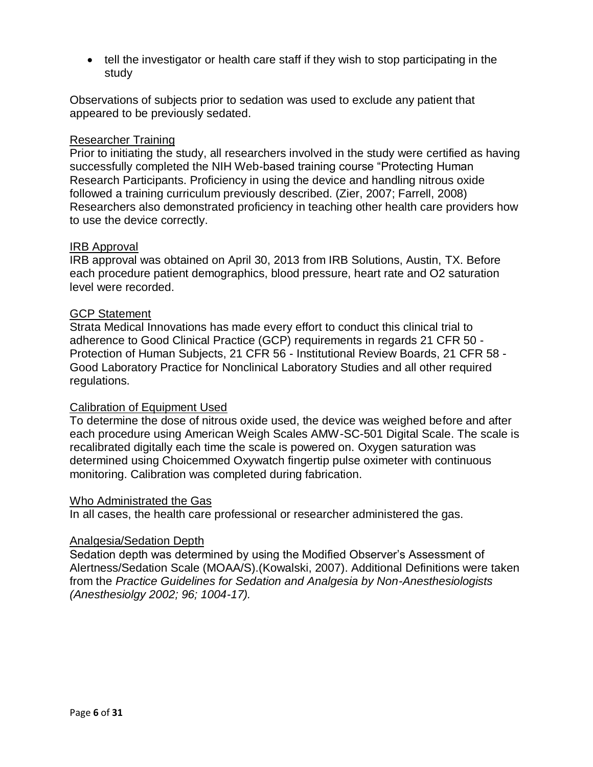- tell the investigator or health care staff if they wish to stop participating in the study

Observations of subjects prior to sedation was used to exclude any patient that appeared to be previously sedated.

<u>Researcher Training</u>

Prior to initiating the study, all researchers involved in the study were certified as having successfully completed the NIH Web-based training course "Protecting Human Research Participants. Proficiency in using the device and handling nitrous oxide followed a training curriculum previously described. (Zier, 2007; Farrell, 2008) Researchers also demonstrated proficiency in teaching other health care providers how to use the device correctly.

<u>IRB Approval</u>

IRB approval was obtained on April 30, 2013 from IRB Solutions, Austin, TX. Before each procedure patient demographics, blood pressure, heart rate and O2 saturation level were recorded.

<u>GCP Statement</u>

Strata Medical Innovations has made every effort to conduct this clinical trial to adherence to Good Clinical Practice (GCP) requirements in regards 21 CFR 50 - Protection of Human Subjects, 21 CFR 56 - Institutional Review Boards, 21 CFR 58 - Good Laboratory Practice for Nonclinical Laboratory Studies and all other required regulations.

<u>Calibration of Equipment Used</u>

To determine the dose of nitrous oxide used, the device was weighed before and after each procedure using American Weigh Scales AMW-SC-501 Digital Scale. The scale is recalibrated digitally each time the scale is powered on. Oxygen saturation was determined using Choicemmed Oxywatch fingertip pulse oximeter with continuous monitoring. Calibration was completed during fabrication.

<u>Who Administrated the Gas</u>

In all cases, the health care professional or researcher administered the gas.

<u>Analgesia/Sedation Depth</u>

Sedation depth was determined by using the Modified Observer's Assessment of Alertness/Sedation Scale (MOAA/S).(Kowalski, 2007). Additional Definitions were taken from the *Practice Guidelines for Sedation and Analgesia by Non-Anesthesiologists (Anesthesiolgy 2002; 96; 1004-17).*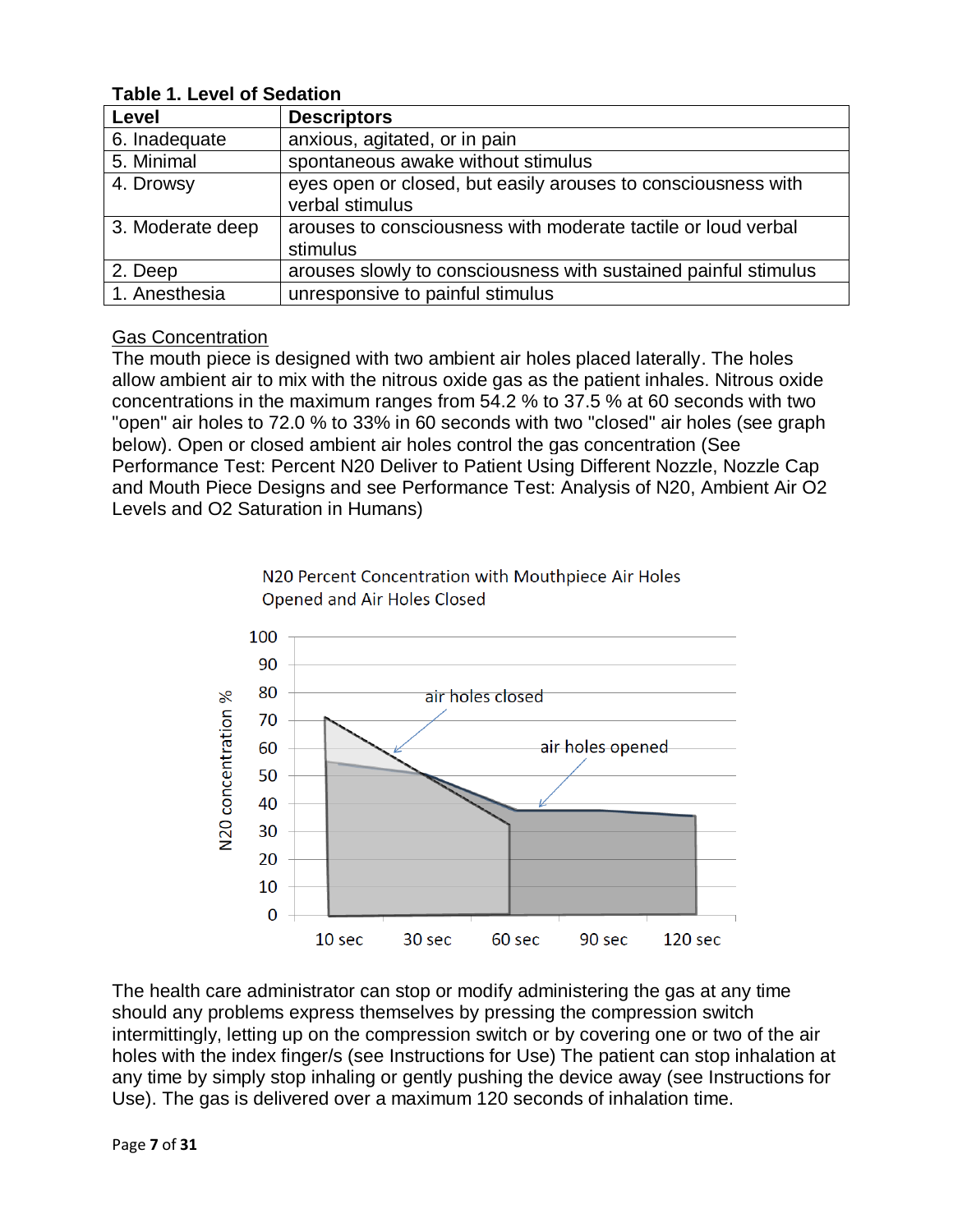**Table 1. Level of Sedation**

| Level | Descriptors |
|---|---|
| 6. Inadequate | anxious, agitated, or in pain |
| 5. Minimal | spontaneous awake without stimulus |
| 4. Drowsy | eyes open or closed, but easily arouses to consciousness with verbal stimulus |
| 3. Moderate deep | arouses to consciousness with moderate tactile or loud verbal stimulus |
| 2. Deep | arouses slowly to consciousness with sustained painful stimulus |
| 1. Anesthesia | unresponsive to painful stimulus |

<u>Gas Concentration</u>

The mouth piece is designed with two ambient air holes placed laterally. The holes allow ambient air to mix with the nitrous oxide gas as the patient inhales. Nitrous oxide concentrations in the maximum ranges from 54.2 % to 37.5 % at 60 seconds with two "open" air holes to 72.0 % to 33% in 60 seconds with two "closed" air holes (see graph below). Open or closed ambient air holes control the gas concentration (See Performance Test: Percent N20 Deliver to Patient Using Different Nozzle, Nozzle Cap and Mouth Piece Designs and see Performance Test: Analysis of N20, Ambient Air O2 Levels and O2 Saturation in Humans)

N20 Percent Concentration with Mouthpiece Air Holes Opened and Air Holes Closed

The health care administrator can stop or modify administering the gas at any time should any problems express themselves by pressing the compression switch intermittingly, letting up on the compression switch or by covering one or two of the air holes with the index finger/s (see Instructions for Use) The patient can stop inhalation at any time by simply stop inhaling or gently pushing the device away (see Instructions for Use). The gas is delivered over a maximum 120 seconds of inhalation time.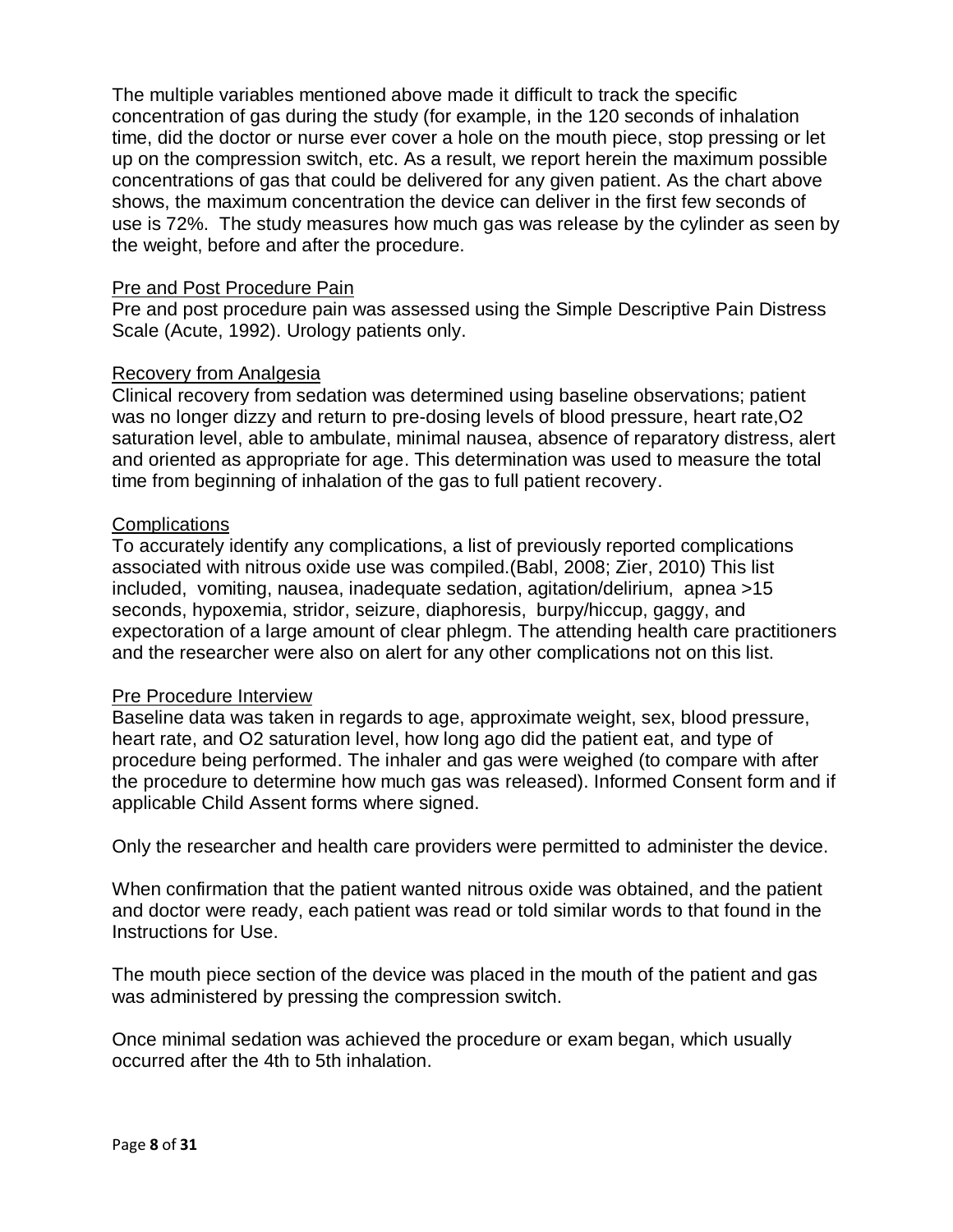The multiple variables mentioned above made it difficult to track the specific concentration of gas during the study (for example, in the 120 seconds of inhalation time, did the doctor or nurse ever cover a hole on the mouth piece, stop pressing or let up on the compression switch, etc. As a result, we report herein the maximum possible concentrations of gas that could be delivered for any given patient. As the chart above shows, the maximum concentration the device can deliver in the first few seconds of use is 72%. The study measures how much gas was release by the cylinder as seen by the weight, before and after the procedure.

## Pre and Post Procedure Pain

Pre and post procedure pain was assessed using the Simple Descriptive Pain Distress Scale (Acute, 1992). Urology patients only.

## Recovery from Analgesia

Clinical recovery from sedation was determined using baseline observations; patient was no longer dizzy and return to pre-dosing levels of blood pressure, heart rate,O2 saturation level, able to ambulate, minimal nausea, absence of reparatory distress, alert and oriented as appropriate for age. This determination was used to measure the total time from beginning of inhalation of the gas to full patient recovery.

## Complications

To accurately identify any complications, a list of previously reported complications associated with nitrous oxide use was compiled.(Babl, 2008; Zier, 2010) This list included, vomiting, nausea, inadequate sedation, agitation/delirium, apnea >15 seconds, hypoxemia, stridor, seizure, diaphoresis, burpy/hiccup, gaggy, and expectoration of a large amount of clear phlegm. The attending health care practitioners and the researcher were also on alert for any other complications not on this list.

## Pre Procedure Interview

Baseline data was taken in regards to age, approximate weight, sex, blood pressure, heart rate, and O2 saturation level, how long ago did the patient eat, and type of procedure being performed. The inhaler and gas were weighed (to compare with after the procedure to determine how much gas was released). Informed Consent form and if applicable Child Assent forms where signed.

Only the researcher and health care providers were permitted to administer the device.

When confirmation that the patient wanted nitrous oxide was obtained, and the patient and doctor were ready, each patient was read or told similar words to that found in the Instructions for Use.

The mouth piece section of the device was placed in the mouth of the patient and gas was administered by pressing the compression switch.

Once minimal sedation was achieved the procedure or exam began, which usually occurred after the 4th to 5th inhalation.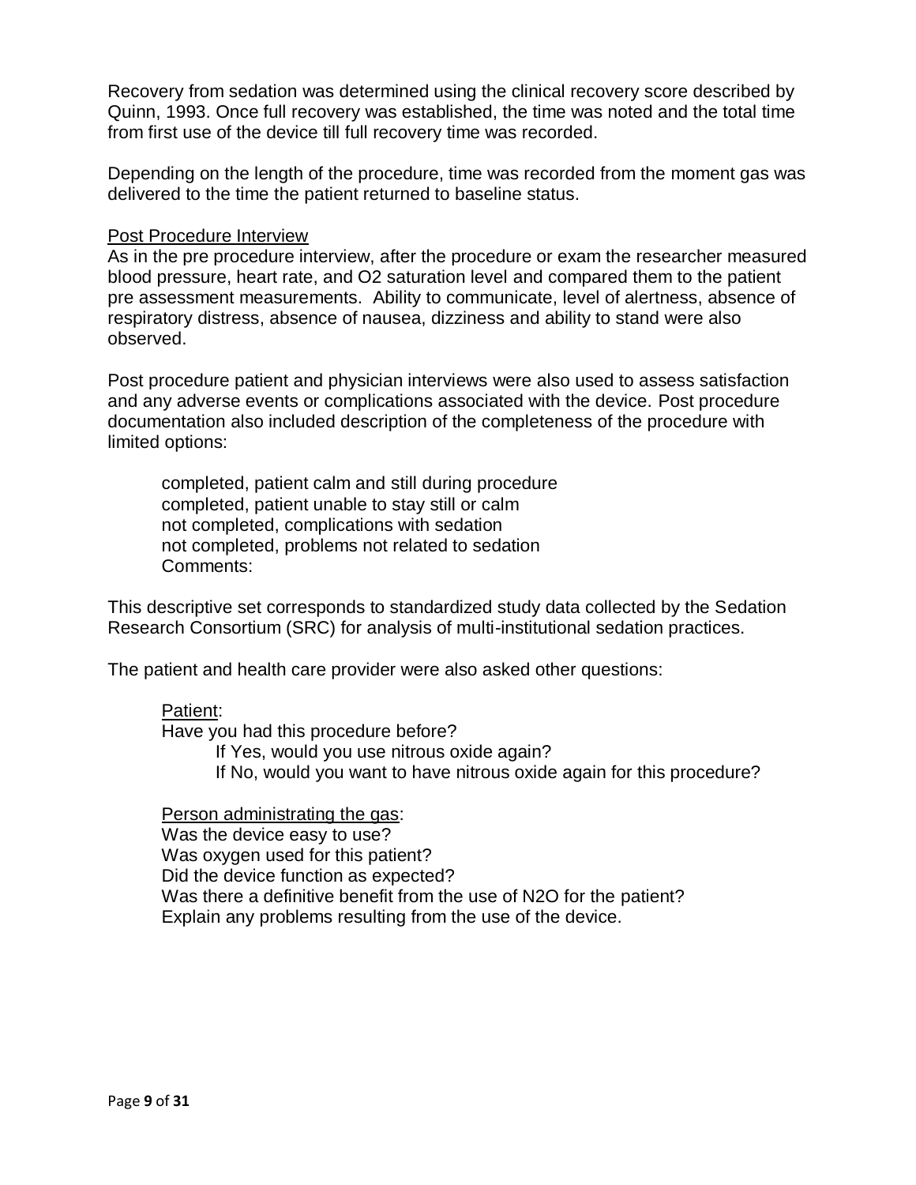Recovery from sedation was determined using the clinical recovery score described by Quinn, 1993. Once full recovery was established, the time was noted and the total time from first use of the device till full recovery time was recorded.

Depending on the length of the procedure, time was recorded from the moment gas was delivered to the time the patient returned to baseline status.

<u>Post Procedure Interview</u>

As in the pre procedure interview, after the procedure or exam the researcher measured blood pressure, heart rate, and O2 saturation level and compared them to the patient pre assessment measurements. Ability to communicate, level of alertness, absence of respiratory distress, absence of nausea, dizziness and ability to stand were also observed.

Post procedure patient and physician interviews were also used to assess satisfaction and any adverse events or complications associated with the device. Post procedure documentation also included description of the completeness of the procedure with limited options:

> completed, patient calm and still during procedure
> completed, patient unable to stay still or calm
> not completed, complications with sedation
> not completed, problems not related to sedation
> Comments:

This descriptive set corresponds to standardized study data collected by the Sedation Research Consortium (SRC) for analysis of multi-institutional sedation practices.

The patient and health care provider were also asked other questions:

<u>Patient</u>:

Have you had this procedure before?

- If Yes, would you use nitrous oxide again?
- If No, would you want to have nitrous oxide again for this procedure?

<u>Person administrating the gas</u>:

Was the device easy to use?
Was oxygen used for this patient?
Did the device function as expected?
Was there a definitive benefit from the use of N2O for the patient?
Explain any problems resulting from the use of the device.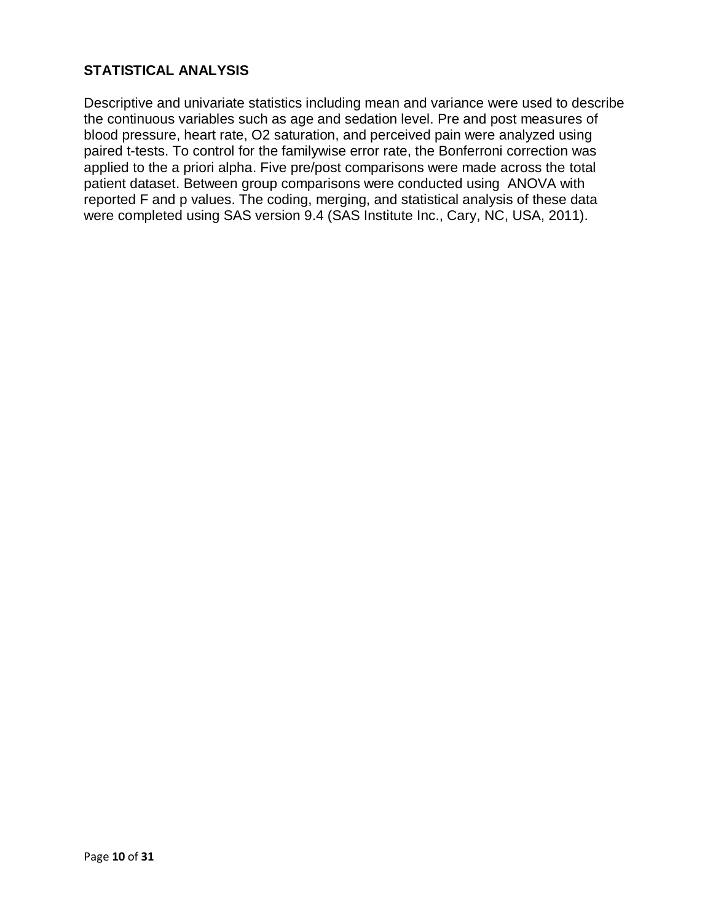## STATISTICAL ANALYSIS

Descriptive and univariate statistics including mean and variance were used to describe the continuous variables such as age and sedation level. Pre and post measures of blood pressure, heart rate, O2 saturation, and perceived pain were analyzed using paired t-tests. To control for the familywise error rate, the Bonferroni correction was applied to the a priori alpha. Five pre/post comparisons were made across the total patient dataset. Between group comparisons were conducted using ANOVA with reported F and p values. The coding, merging, and statistical analysis of these data were completed using SAS version 9.4 (SAS Institute Inc., Cary, NC, USA, 2011).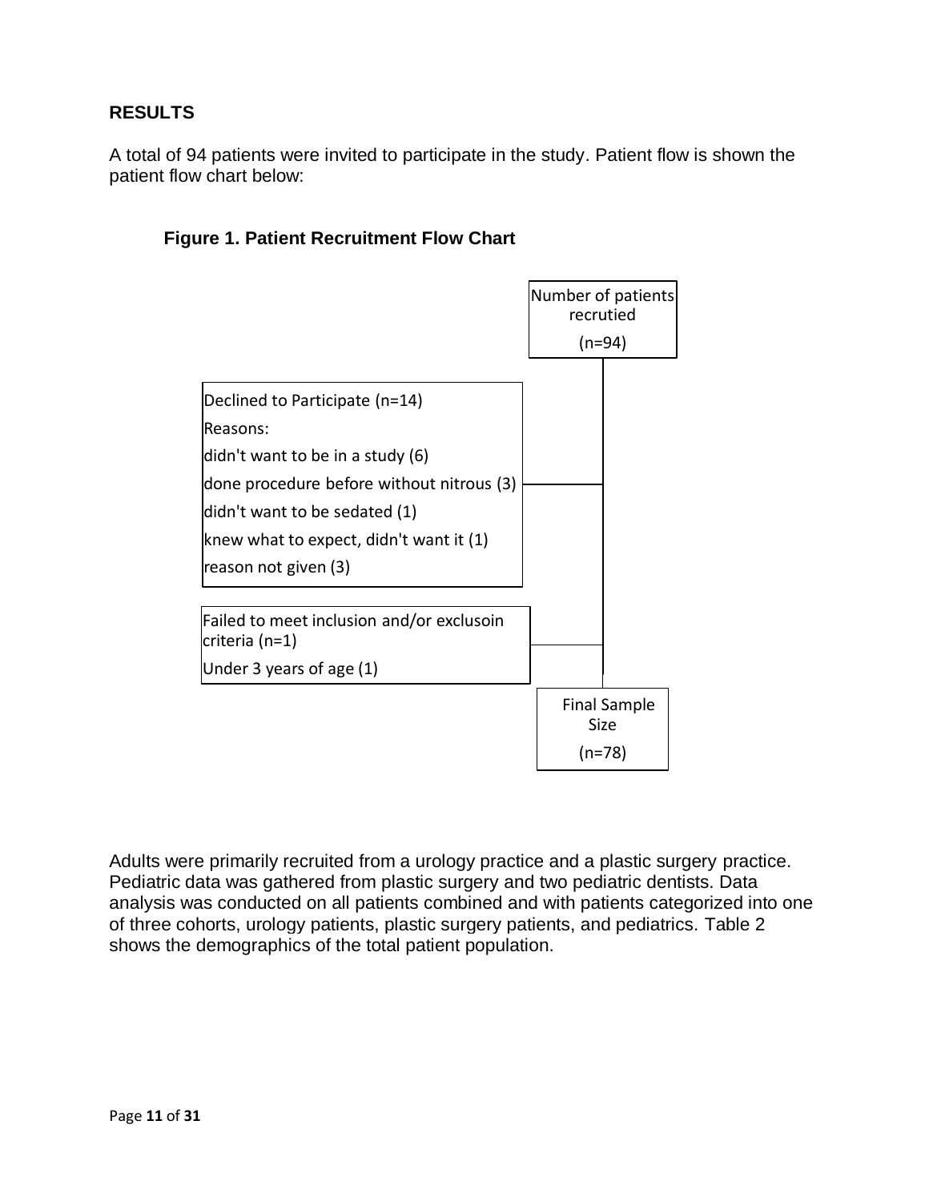## RESULTS

A total of 94 patients were invited to participate in the study. Patient flow is shown the patient flow chart below:

**Figure 1. Patient Recruitment Flow Chart**

Number of patients recrutied (n=94)

Declined to Participate (n=14)
Reasons:
- didn't want to be in a study (6)
- done procedure before without nitrous (3)
- didn't want to be sedated (1)
- knew what to expect, didn't want it (1)
- reason not given (3)

Failed to meet inclusion and/or exclusoin criteria (n=1)
- Under 3 years of age (1)

Final Sample Size (n=78)

Adults were primarily recruited from a urology practice and a plastic surgery practice. Pediatric data was gathered from plastic surgery and two pediatric dentists. Data analysis was conducted on all patients combined and with patients categorized into one of three cohorts, urology patients, plastic surgery patients, and pediatrics. Table 2 shows the demographics of the total patient population.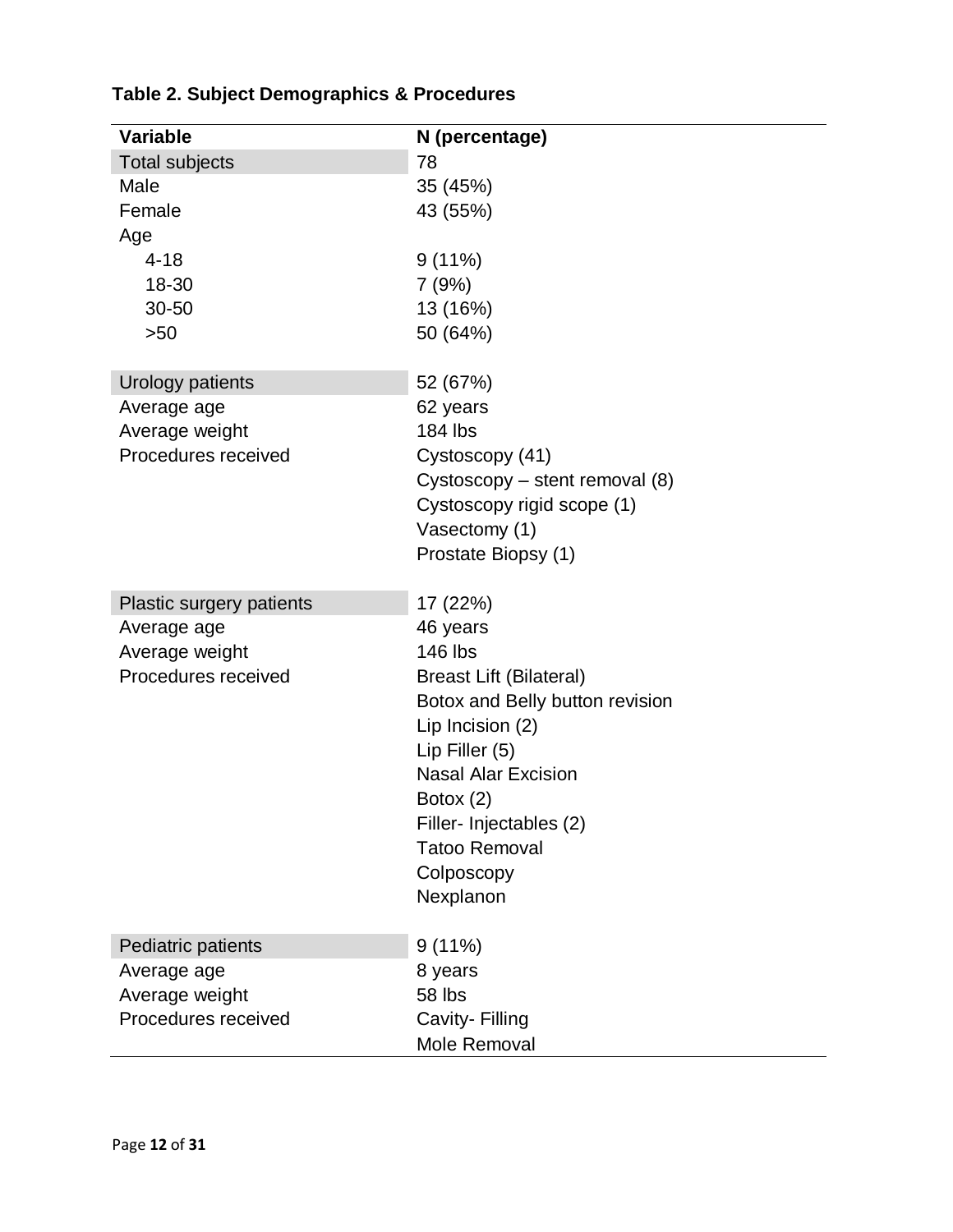**Table 2. Subject Demographics & Procedures**

| Variable | N (percentage) |
|---|---|
| Total subjects | 78 |
| Male | 35 (45%) |
| Female | 43 (55%) |
| Age | |
| 4-18 | 9 (11%) |
| 18-30 | 7 (9%) |
| 30-50 | 13 (16%) |
| >50 | 50 (64%) |
| | |
| Urology patients | 52 (67%) |
| Average age | 62 years |
| Average weight | 184 lbs |
| Procedures received | Cystoscopy (41) |
| | Cystoscopy – stent removal (8) |
| | Cystoscopy rigid scope (1) |
| | Vasectomy (1) |
| | Prostate Biopsy (1) |
| | |
| Plastic surgery patients | 17 (22%) |
| Average age | 46 years |
| Average weight | 146 lbs |
| Procedures received | Breast Lift (Bilateral) |
| | Botox and Belly button revision |
| | Lip Incision (2) |
| | Lip Filler (5) |
| | Nasal Alar Excision |
| | Botox (2) |
| | Filler- Injectables (2) |
| | Tatoo Removal |
| | Colposcopy |
| | Nexplanon |
| | |
| Pediatric patients | 9 (11%) |
| Average age | 8 years |
| Average weight | 58 lbs |
| Procedures received | Cavity- Filling |
| | Mole Removal |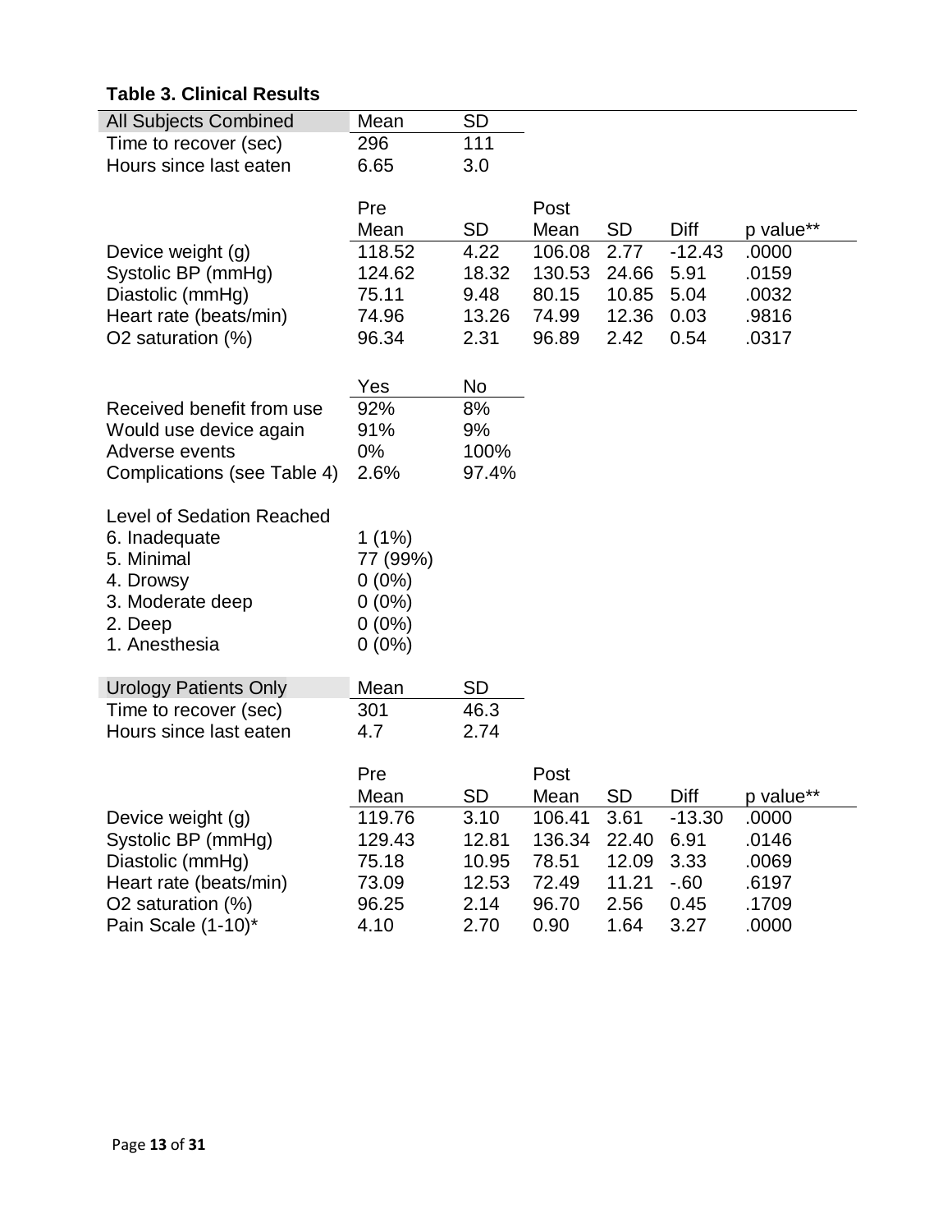**Table 3. Clinical Results**

| All Subjects Combined | Mean | SD |
|---|---|---|
| Time to recover (sec) | 296 | 111 |
| Hours since last eaten | 6.65 | 3.0 |

| | Pre Mean | SD | Post Mean | SD | Diff | p value** |
|---|---|---|---|---|---|---|
| Device weight (g) | 118.52 | 4.22 | 106.08 | 2.77 | -12.43 | .0000 |
| Systolic BP (mmHg) | 124.62 | 18.32 | 130.53 | 24.66 | 5.91 | .0159 |
| Diastolic (mmHg) | 75.11 | 9.48 | 80.15 | 10.85 | 5.04 | .0032 |
| Heart rate (beats/min) | 74.96 | 13.26 | 74.99 | 12.36 | 0.03 | .9816 |
| O2 saturation (%) | 96.34 | 2.31 | 96.89 | 2.42 | 0.54 | .0317 |

| | Yes | No |
|---|---|---|
| Received benefit from use | 92% | 8% |
| Would use device again | 91% | 9% |
| Adverse events | 0% | 100% |
| Complications (see Table 4) | 2.6% | 97.4% |

| Level of Sedation Reached | |
|---|---|
| 6. Inadequate | 1 (1%) |
| 5. Minimal | 77 (99%) |
| 4. Drowsy | 0 (0%) |
| 3. Moderate deep | 0 (0%) |
| 2. Deep | 0 (0%) |
| 1. Anesthesia | 0 (0%) |

| Urology Patients Only | Mean | SD |
|---|---|---|
| Time to recover (sec) | 301 | 46.3 |
| Hours since last eaten | 4.7 | 2.74 |

| | Pre Mean | SD | Post Mean | SD | Diff | p value** |
|---|---|---|---|---|---|---|
| Device weight (g) | 119.76 | 3.10 | 106.41 | 3.61 | -13.30 | .0000 |
| Systolic BP (mmHg) | 129.43 | 12.81 | 136.34 | 22.40 | 6.91 | .0146 |
| Diastolic (mmHg) | 75.18 | 10.95 | 78.51 | 12.09 | 3.33 | .0069 |
| Heart rate (beats/min) | 73.09 | 12.53 | 72.49 | 11.21 | -.60 | .6197 |
| O2 saturation (%) | 96.25 | 2.14 | 96.70 | 2.56 | 0.45 | .1709 |
| Pain Scale (1-10)* | 4.10 | 2.70 | 0.90 | 1.64 | 3.27 | .0000 |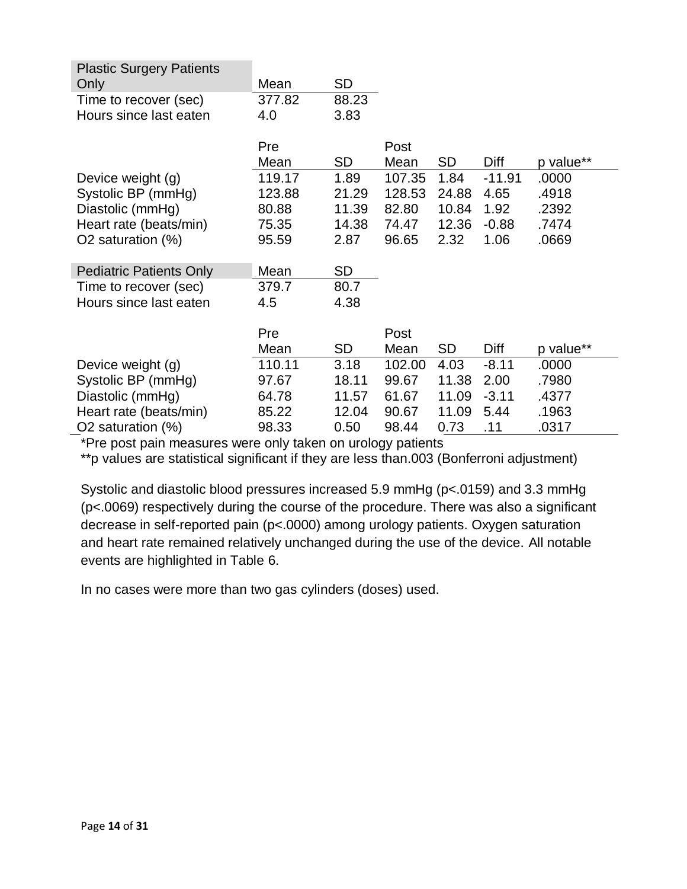| Plastic Surgery Patients Only | Mean | SD |
|---|---|---|
| Time to recover (sec) | 377.82 | 88.23 |
| Hours since last eaten | 4.0 | 3.83 |

| | Pre Mean | SD | Post Mean | SD | Diff | p value** |
|---|---|---|---|---|---|---|
| Device weight (g) | 119.17 | 1.89 | 107.35 | 1.84 | -11.91 | .0000 |
| Systolic BP (mmHg) | 123.88 | 21.29 | 128.53 | 24.88 | 4.65 | .4918 |
| Diastolic (mmHg) | 80.88 | 11.39 | 82.80 | 10.84 | 1.92 | .2392 |
| Heart rate (beats/min) | 75.35 | 14.38 | 74.47 | 12.36 | -0.88 | .7474 |
| O2 saturation (%) | 95.59 | 2.87 | 96.65 | 2.32 | 1.06 | .0669 |

| Pediatric Patients Only | Mean | SD |
|---|---|---|
| Time to recover (sec) | 379.7 | 80.7 |
| Hours since last eaten | 4.5 | 4.38 |

| | Pre Mean | SD | Post Mean | SD | Diff | p value** |
|---|---|---|---|---|---|---|
| Device weight (g) | 110.11 | 3.18 | 102.00 | 4.03 | -8.11 | .0000 |
| Systolic BP (mmHg) | 97.67 | 18.11 | 99.67 | 11.38 | 2.00 | .7980 |
| Diastolic (mmHg) | 64.78 | 11.57 | 61.67 | 11.09 | -3.11 | .4377 |
| Heart rate (beats/min) | 85.22 | 12.04 | 90.67 | 11.09 | 5.44 | .1963 |
| O2 saturation (%) | 98.33 | 0.50 | 98.44 | 0.73 | .11 | .0317 |

*Pre post pain measures were only taken on urology patients

**p values are statistical significant if they are less than.003 (Bonferroni adjustment)

Systolic and diastolic blood pressures increased 5.9 mmHg ($p<.0159$) and 3.3 mmHg ($p<.0069$) respectively during the course of the procedure. There was also a significant decrease in self-reported pain ($p<.0000$) among urology patients. Oxygen saturation and heart rate remained relatively unchanged during the use of the device. All notable events are highlighted in Table 6.

In no cases were more than two gas cylinders (doses) used.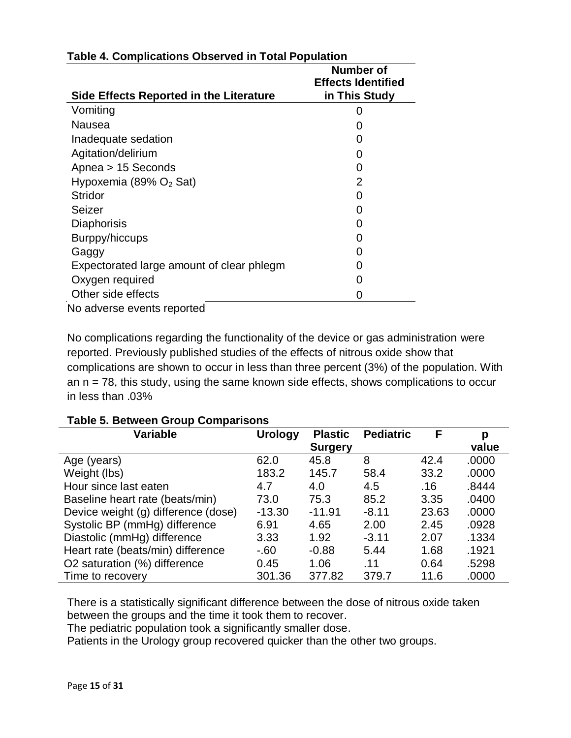**Table 4. Complications Observed in Total Population**

| Side Effects Reported in the Literature | Number of Effects Identified in This Study |
|---|---|
| Vomiting | 0 |
| Nausea | 0 |
| Inadequate sedation | 0 |
| Agitation/delirium | 0 |
| Apnea > 15 Seconds | 0 |
| Hypoxemia (89% $O_2$ Sat) | 2 |
| Stridor | 0 |
| Seizer | 0 |
| Diaphorisis | 0 |
| Burppy/hiccups | 0 |
| Gaggy | 0 |
| Expectorated large amount of clear phlegm | 0 |
| Oxygen required | 0 |
| Other side effects | 0 |

No adverse events reported

No complications regarding the functionality of the device or gas administration were reported. Previously published studies of the effects of nitrous oxide show that complications are shown to occur in less than three percent (3%) of the population. With an n = 78, this study, using the same known side effects, shows complications to occur in less than .03%

**Table 5. Between Group Comparisons**

| Variable | Urology | Plastic Surgery | Pediatric | F | p value |
|---|---|---|---|---|---|
| Age (years) | 62.0 | 45.8 | 8 | 42.4 | .0000 |
| Weight (lbs) | 183.2 | 145.7 | 58.4 | 33.2 | .0000 |
| Hour since last eaten | 4.7 | 4.0 | 4.5 | .16 | .8444 |
| Baseline heart rate (beats/min) | 73.0 | 75.3 | 85.2 | 3.35 | .0400 |
| Device weight (g) difference (dose) | -13.30 | -11.91 | -8.11 | 23.63 | .0000 |
| Systolic BP (mmHg) difference | 6.91 | 4.65 | 2.00 | 2.45 | .0928 |
| Diastolic (mmHg) difference | 3.33 | 1.92 | -3.11 | 2.07 | .1334 |
| Heart rate (beats/min) difference | -.60 | -0.88 | 5.44 | 1.68 | .1921 |
| O2 saturation (%) difference | 0.45 | 1.06 | .11 | 0.64 | .5298 |
| Time to recovery | 301.36 | 377.82 | 379.7 | 11.6 | .0000 |

There is a statistically significant difference between the dose of nitrous oxide taken between the groups and the time it took them to recover.

The pediatric population took a significantly smaller dose.

Patients in the Urology group recovered quicker than the other two groups.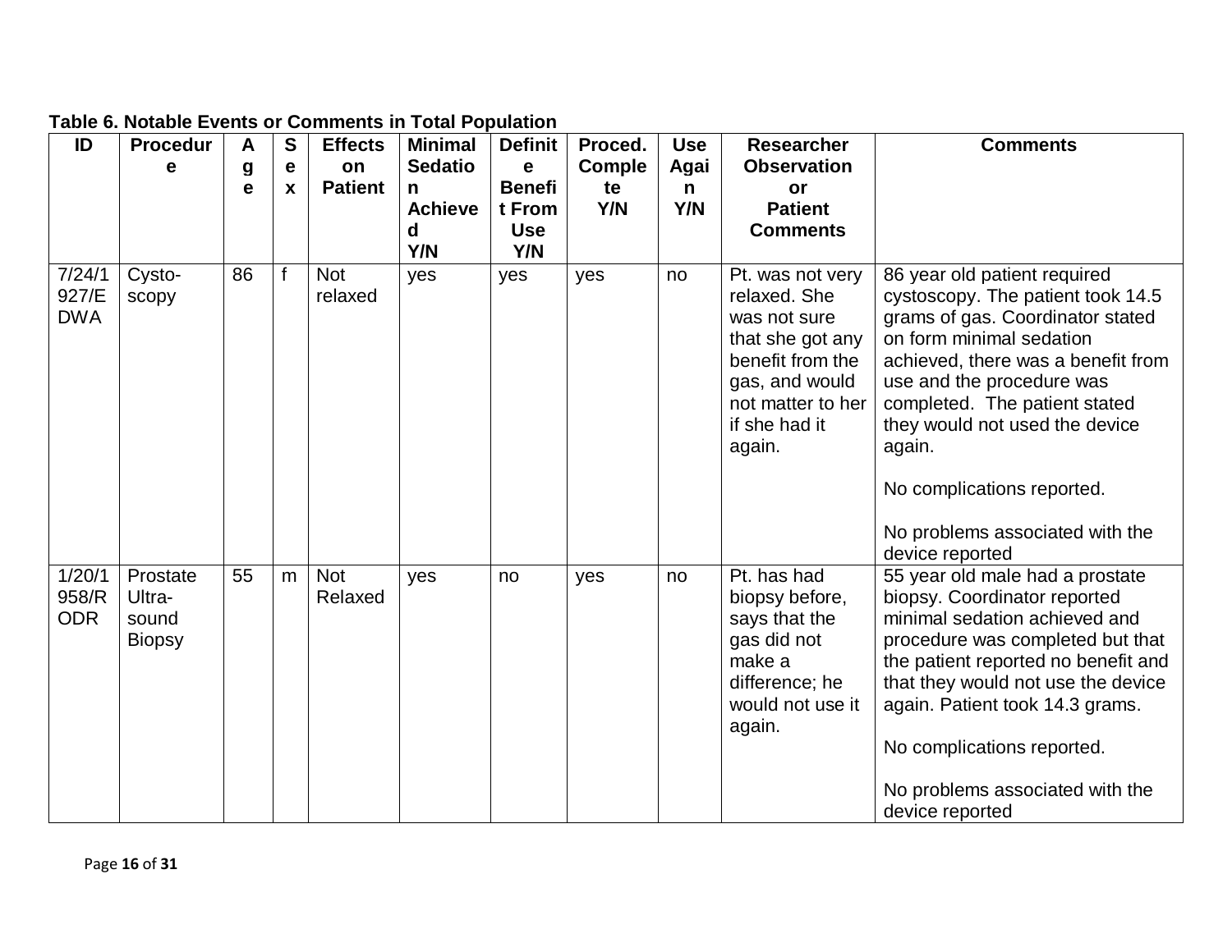**Table 6. Notable Events or Comments in Total Population**

| ID | Procedure | Age | Sex | Effects on Patient | Minimal Sedation Achieved Y/N | Definite Benefit From Use Y/N | Proced. Complete Y/N | Use Again Y/N | Researcher Observation or Patient Comments | Comments |
|---|---|---|---|---|---|---|---|---|---|---|
| 7/24/1927/EDWA | Cysto-scopy | 86 | f | Not relaxed | yes | yes | yes | no | Pt. was not very relaxed. She was not sure that she got any benefit from the gas, and would not matter to her if she had it again. | 86 year old patient required cystoscopy. The patient took 14.5 grams of gas. Coordinator stated on form minimal sedation achieved, there was a benefit from use and the procedure was completed. The patient stated they would not used the device again.<br><br>No complications reported.<br><br>No problems associated with the device reported |
| 1/20/1958/RODR | Prostate Ultra-sound Biopsy | 55 | m | Not Relaxed | yes | no | yes | no | Pt. has had biopsy before, says that the gas did not make a difference; he would not use it again. | 55 year old male had a prostate biopsy. Coordinator reported minimal sedation achieved and procedure was completed but that the patient reported no benefit and that they would not use the device again. Patient took 14.3 grams.<br><br>No complications reported.<br><br>No problems associated with the device reported |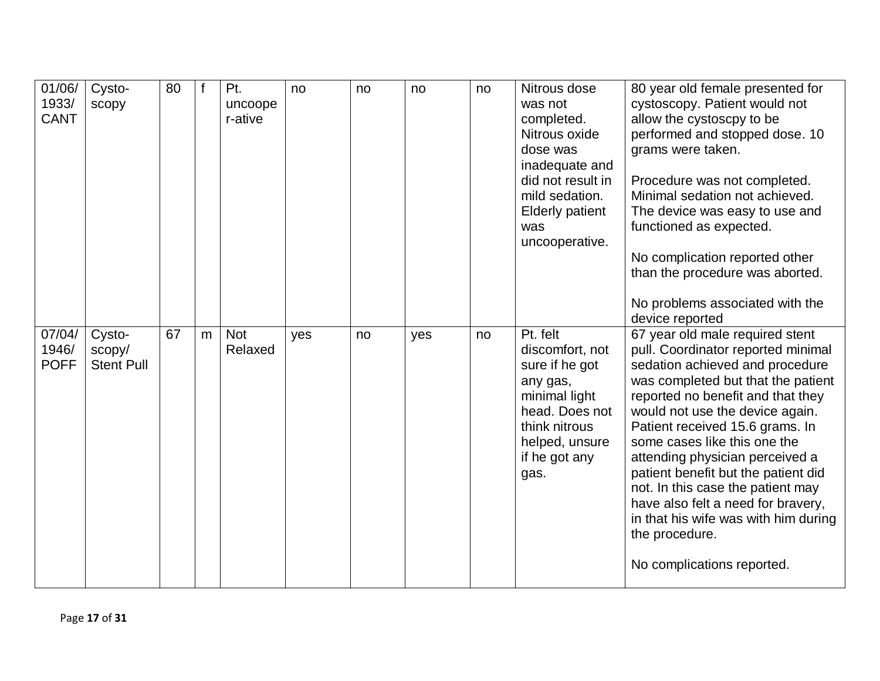| 01/06/1933/CANT | Cysto-scopy | 80 | f | Pt. uncoope r-ative | no | no | no | no | Nitrous dose was not completed. Nitrous oxide dose was inadequate and did not result in mild sedation. Elderly patient was uncooperative. | 80 year old female presented for cystoscopy. Patient would not allow the cystoscpy to be performed and stopped dose. 10 grams were taken.<br><br>Procedure was not completed. Minimal sedation not achieved. The device was easy to use and functioned as expected.<br><br>No complication reported other than the procedure was aborted.<br><br>No problems associated with the device reported |
|---|---|---|---|---|---|---|---|---|---|---|
| 07/04/1946/POFF | Cysto-scopy/Stent Pull | 67 | m | Not Relaxed | yes | no | yes | no | Pt. felt discomfort, not sure if he got any gas, minimal light head. Does not think nitrous helped, unsure if he got any gas. | 67 year old male required stent pull. Coordinator reported minimal sedation achieved and procedure was completed but that the patient reported no benefit and that they would not use the device again. Patient received 15.6 grams. In some cases like this one the attending physician perceived a patient benefit but the patient did not. In this case the patient may have also felt a need for bravery, in that his wife was with him during the procedure.<br><br>No complications reported. |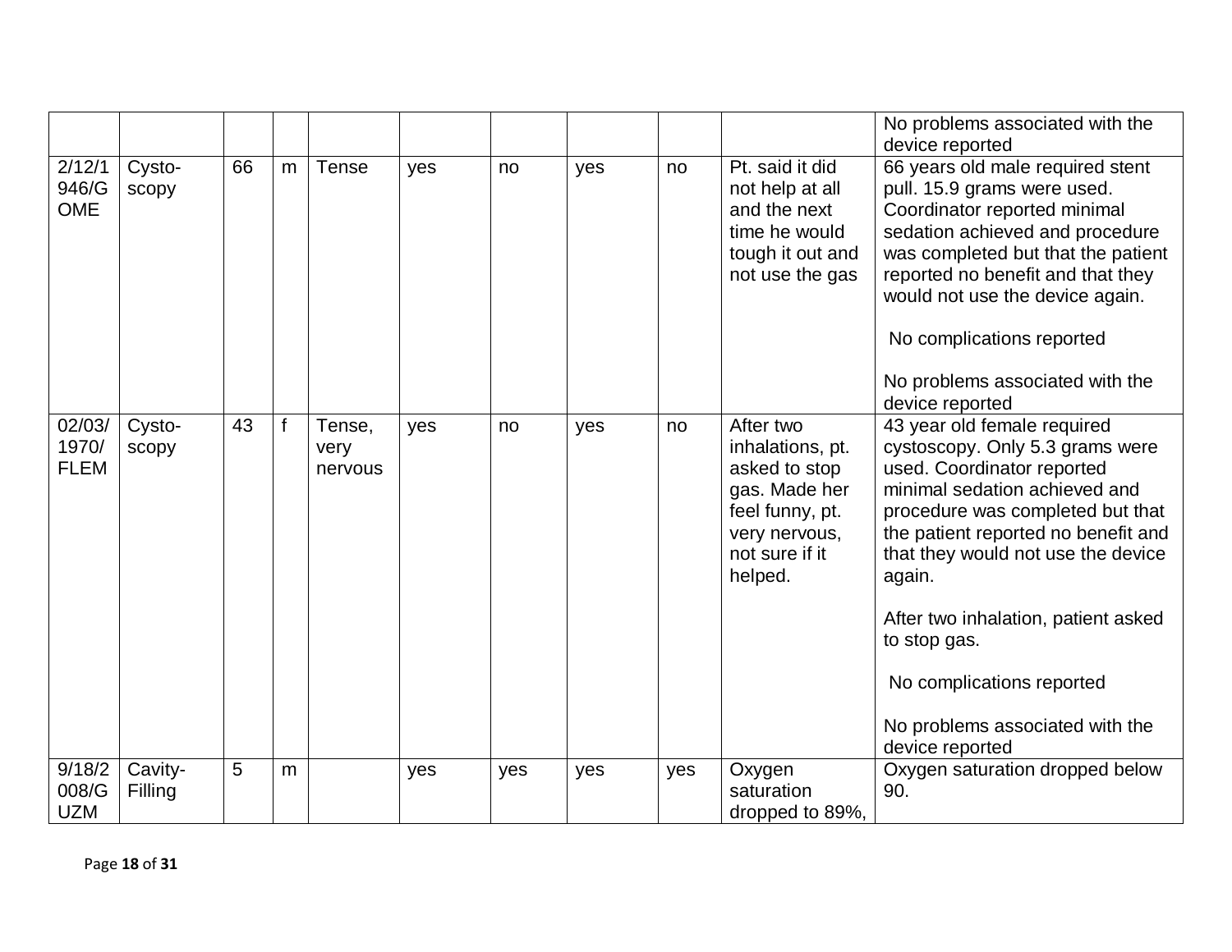| | | | | | | | | | | |
|---|---|---|---|---|---|---|---|---|---|---|
| | | | | | | | | | | No problems associated with the device reported |
| 2/12/1946/GOME | Cysto-scopy | 66 | m | Tense | yes | no | yes | no | Pt. said it did not help at all and the next time he would tough it out and not use the gas | 66 years old male required stent pull. 15.9 grams were used. Coordinator reported minimal sedation achieved and procedure was completed but that the patient reported no benefit and that they would not use the device again.<br><br>No complications reported<br><br>No problems associated with the device reported |
| 02/03/1970/FLEM | Cysto-scopy | 43 | f | Tense, very nervous | yes | no | yes | no | After two inhalations, pt. asked to stop gas. Made her feel funny, pt. very nervous, not sure if it helped. | 43 year old female required cystoscopy. Only 5.3 grams were used. Coordinator reported minimal sedation achieved and procedure was completed but that the patient reported no benefit and that they would not use the device again.<br><br>After two inhalation, patient asked to stop gas.<br><br>No complications reported<br><br>No problems associated with the device reported |
| 9/18/2008/GUZM | Cavity-Filling | 5 | m | | yes | yes | yes | yes | Oxygen saturation dropped to 89%, | Oxygen saturation dropped below 90. |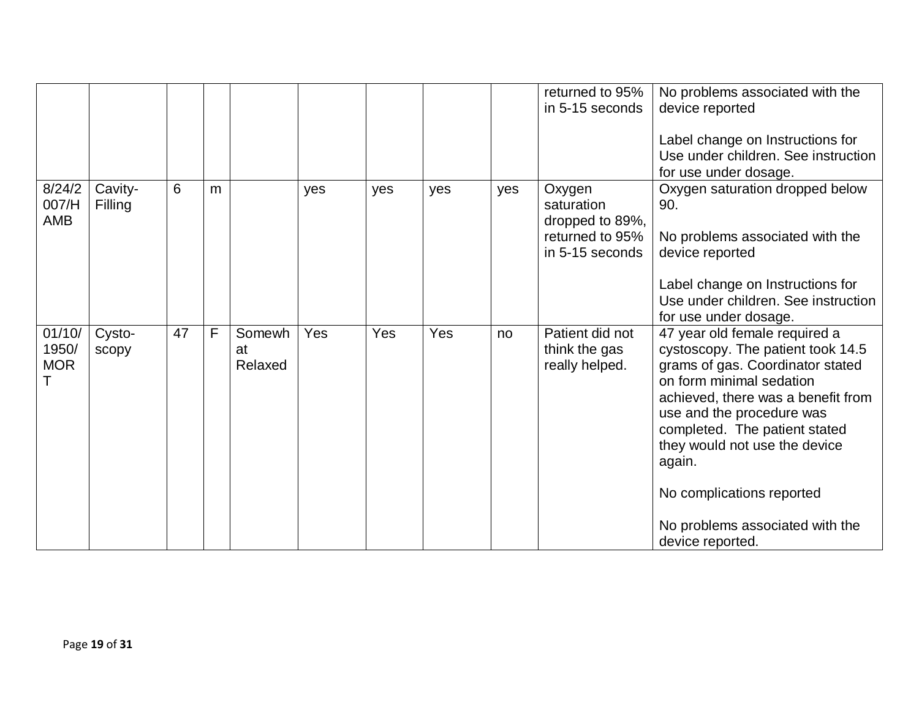| | | | | | | | | | | |
|---|---|---|---|---|---|---|---|---|---|---|
| | | | | | | | | | returned to 95% in 5-15 seconds | No problems associated with the device reported<br><br>Label change on Instructions for Use under children. See instruction for use under dosage. |
| 8/24/2007/HAMB | Cavity-Filling | 6 | m | | yes | yes | yes | yes | Oxygen saturation dropped to 89%, returned to 95% in 5-15 seconds | Oxygen saturation dropped below 90.<br><br>No problems associated with the device reported<br><br>Label change on Instructions for Use under children. See instruction for use under dosage. |
| 01/10/1950/MORT | Cysto-scopy | 47 | F | Somewhat Relaxed | Yes | Yes | Yes | no | Patient did not think the gas really helped. | 47 year old female required a cystoscopy. The patient took 14.5 grams of gas. Coordinator stated on form minimal sedation achieved, there was a benefit from use and the procedure was completed. The patient stated they would not use the device again.<br><br>No complications reported<br><br>No problems associated with the device reported. |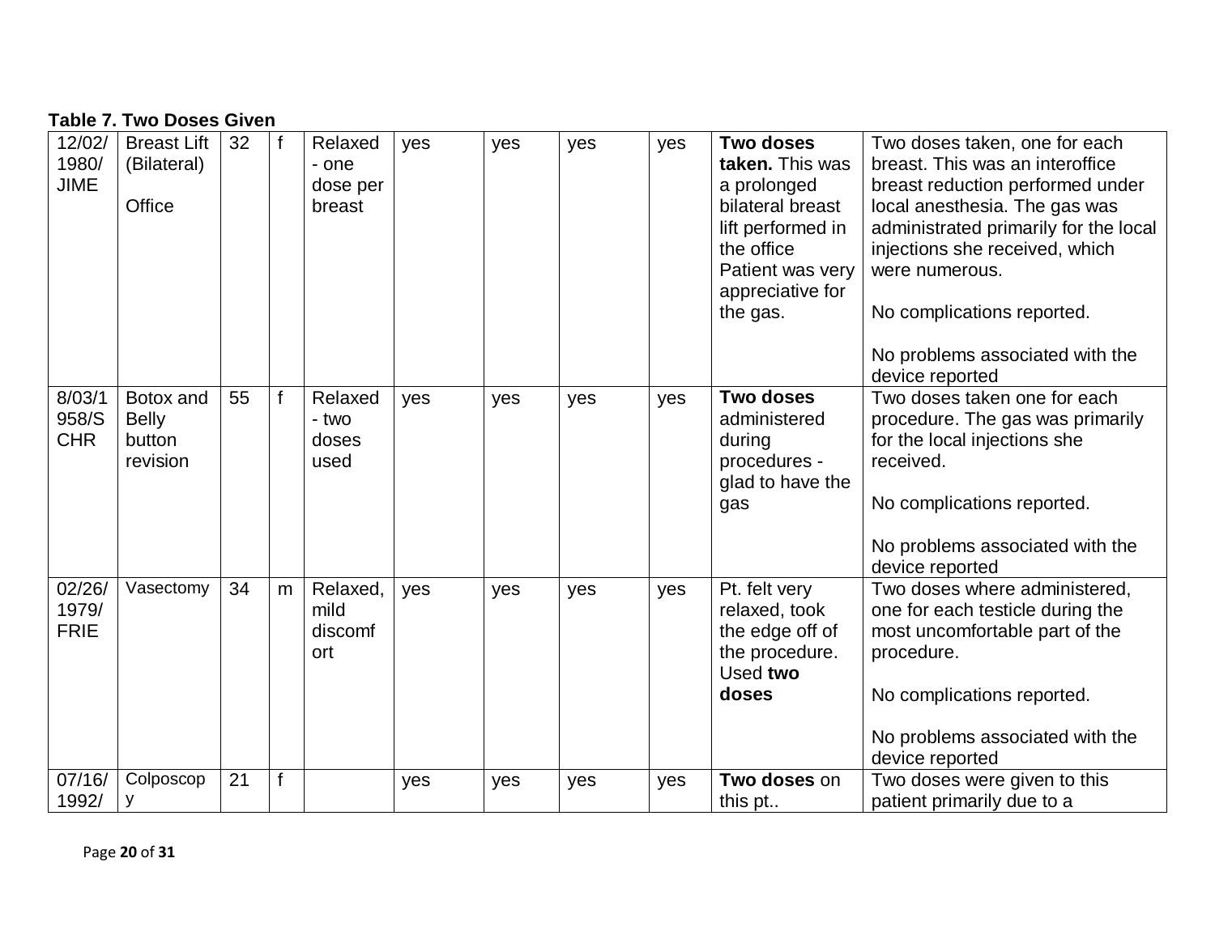**Table 7. Two Doses Given**

| | | | | | | | | | | |
|---|---|---|---|---|---|---|---|---|---|---|
| 12/02/1980/JIME | Breast Lift (Bilateral)<br><br>Office | 32 | f | Relaxed - one dose per breast | yes | yes | yes | yes | **Two doses taken.** This was a prolonged bilateral breast lift performed in the office Patient was very appreciative for the gas. | Two doses taken, one for each breast. This was an interoffice breast reduction performed under local anesthesia. The gas was administrated primarily for the local injections she received, which were numerous.<br><br>No complications reported.<br><br>No problems associated with the device reported |
| 8/03/1958/SCHR | Botox and Belly button revision | 55 | f | Relaxed - two doses used | yes | yes | yes | yes | **Two doses** administered during procedures - glad to have the gas | Two doses taken one for each procedure. The gas was primarily for the local injections she received.<br><br>No complications reported.<br><br>No problems associated with the device reported |
| 02/26/1979/FRIE | Vasectomy | 34 | m | Relaxed, mild discomfort | yes | yes | yes | yes | Pt. felt very relaxed, took the edge off of the procedure. Used **two doses** | Two doses where administered, one for each testicle during the most uncomfortable part of the procedure.<br><br>No complications reported.<br><br>No problems associated with the device reported |
| 07/16/1992/ | Colposcopy | 21 | f | | yes | yes | yes | yes | **Two doses** on this pt.. | Two doses were given to this patient primarily due to a |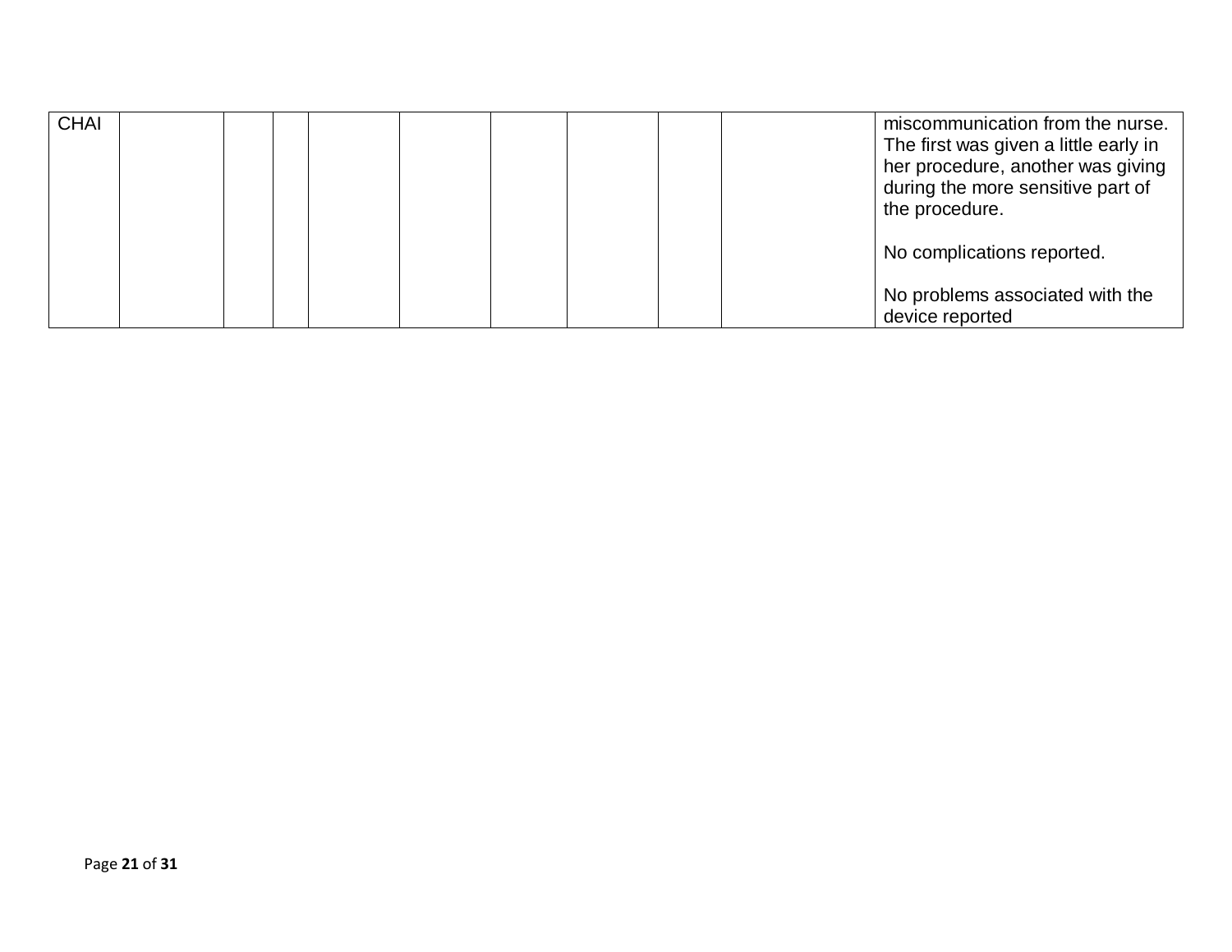| | | | | | | | | | | |
|---|---|---|---|---|---|---|---|---|---|---|
| CHAI | | | | | | | | | | miscommunication from the nurse. The first was given a little early in her procedure, another was giving during the more sensitive part of the procedure.<br><br>No complications reported.<br><br>No problems associated with the device reported |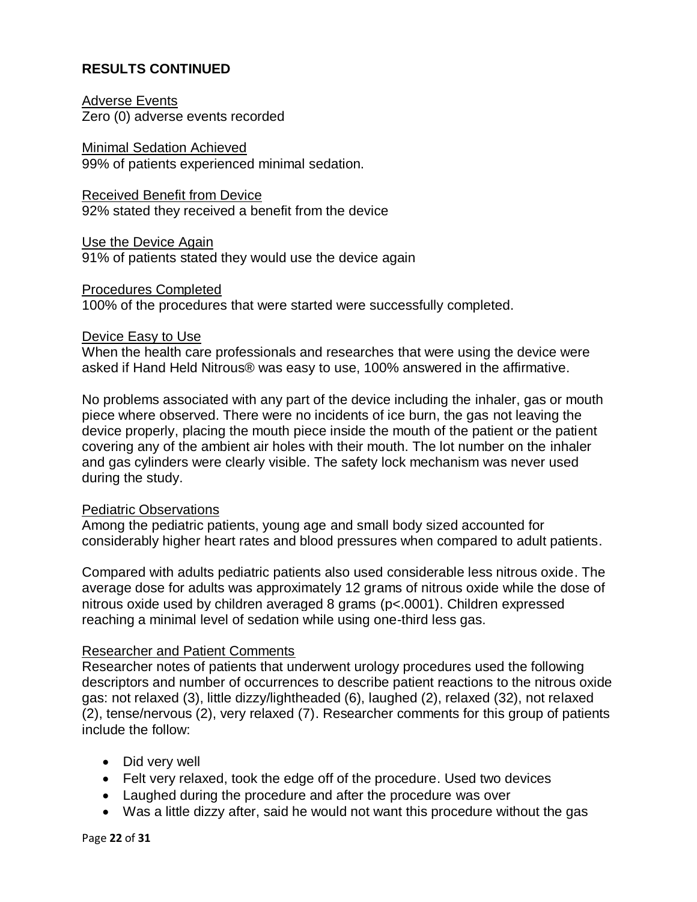## RESULTS CONTINUED

Adverse Events
Zero (0) adverse events recorded

Minimal Sedation Achieved
99% of patients experienced minimal sedation.

Received Benefit from Device
92% stated they received a benefit from the device

Use the Device Again
91% of patients stated they would use the device again

Procedures Completed
100% of the procedures that were started were successfully completed.

Device Easy to Use
When the health care professionals and researches that were using the device were asked if Hand Held Nitrous® was easy to use, 100% answered in the affirmative.

No problems associated with any part of the device including the inhaler, gas or mouth piece where observed. There were no incidents of ice burn, the gas not leaving the device properly, placing the mouth piece inside the mouth of the patient or the patient covering any of the ambient air holes with their mouth. The lot number on the inhaler and gas cylinders were clearly visible. The safety lock mechanism was never used during the study.

Pediatric Observations
Among the pediatric patients, young age and small body sized accounted for considerably higher heart rates and blood pressures when compared to adult patients.

Compared with adults pediatric patients also used considerable less nitrous oxide. The average dose for adults was approximately 12 grams of nitrous oxide while the dose of nitrous oxide used by children averaged 8 grams ($p<.0001$). Children expressed reaching a minimal level of sedation while using one-third less gas.

Researcher and Patient Comments
Researcher notes of patients that underwent urology procedures used the following descriptors and number of occurrences to describe patient reactions to the nitrous oxide gas: not relaxed (3), little dizzy/lightheaded (6), laughed (2), relaxed (32), not relaxed (2), tense/nervous (2), very relaxed (7). Researcher comments for this group of patients include the follow:

- Did very well
- Felt very relaxed, took the edge off of the procedure. Used two devices
- Laughed during the procedure and after the procedure was over
- Was a little dizzy after, said he would not want this procedure without the gas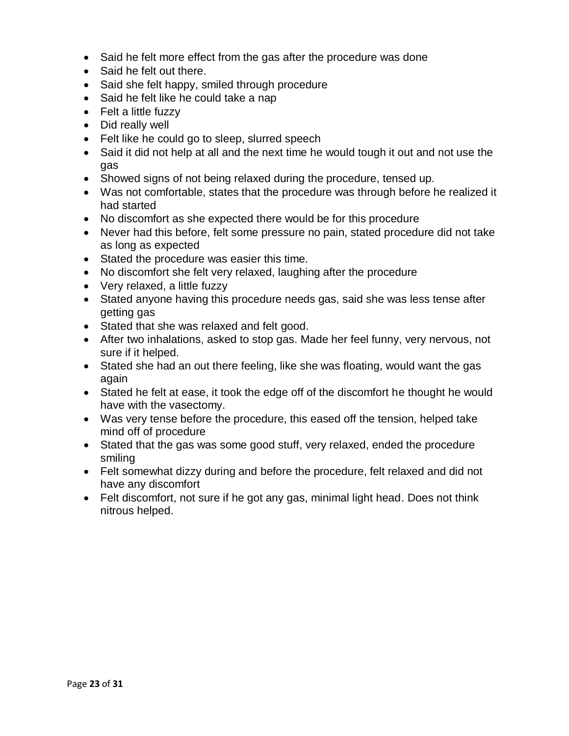- Said he felt more effect from the gas after the procedure was done
- Said he felt out there.
- Said she felt happy, smiled through procedure
- Said he felt like he could take a nap
- Felt a little fuzzy
- Did really well
- Felt like he could go to sleep, slurred speech
- Said it did not help at all and the next time he would tough it out and not use the gas
- Showed signs of not being relaxed during the procedure, tensed up.
- Was not comfortable, states that the procedure was through before he realized it had started
- No discomfort as she expected there would be for this procedure
- Never had this before, felt some pressure no pain, stated procedure did not take as long as expected
- Stated the procedure was easier this time.
- No discomfort she felt very relaxed, laughing after the procedure
- Very relaxed, a little fuzzy
- Stated anyone having this procedure needs gas, said she was less tense after getting gas
- Stated that she was relaxed and felt good.
- After two inhalations, asked to stop gas. Made her feel funny, very nervous, not sure if it helped.
- Stated she had an out there feeling, like she was floating, would want the gas again
- Stated he felt at ease, it took the edge off of the discomfort he thought he would have with the vasectomy.
- Was very tense before the procedure, this eased off the tension, helped take mind off of procedure
- Stated that the gas was some good stuff, very relaxed, ended the procedure smiling
- Felt somewhat dizzy during and before the procedure, felt relaxed and did not have any discomfort
- Felt discomfort, not sure if he got any gas, minimal light head. Does not think nitrous helped.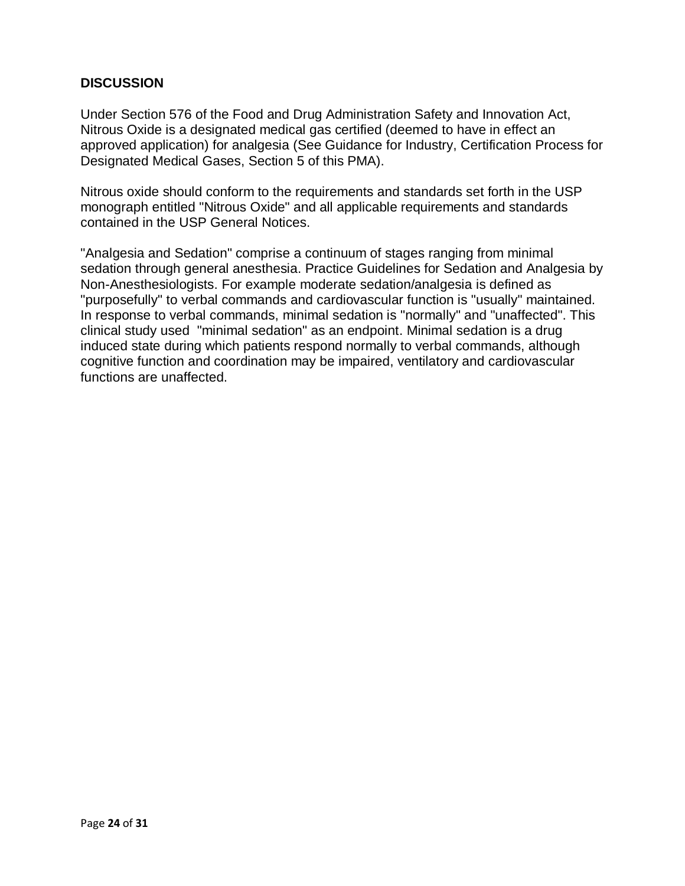**DISCUSSION**

Under Section 576 of the Food and Drug Administration Safety and Innovation Act, Nitrous Oxide is a designated medical gas certified (deemed to have in effect an approved application) for analgesia (See Guidance for Industry, Certification Process for Designated Medical Gases, Section 5 of this PMA).

Nitrous oxide should conform to the requirements and standards set forth in the USP monograph entitled "Nitrous Oxide" and all applicable requirements and standards contained in the USP General Notices.

"Analgesia and Sedation" comprise a continuum of stages ranging from minimal sedation through general anesthesia. Practice Guidelines for Sedation and Analgesia by Non-Anesthesiologists. For example moderate sedation/analgesia is defined as "purposefully" to verbal commands and cardiovascular function is "usually" maintained. In response to verbal commands, minimal sedation is "normally" and "unaffected". This clinical study used "minimal sedation" as an endpoint. Minimal sedation is a drug induced state during which patients respond normally to verbal commands, although cognitive function and coordination may be impaired, ventilatory and cardiovascular functions are unaffected.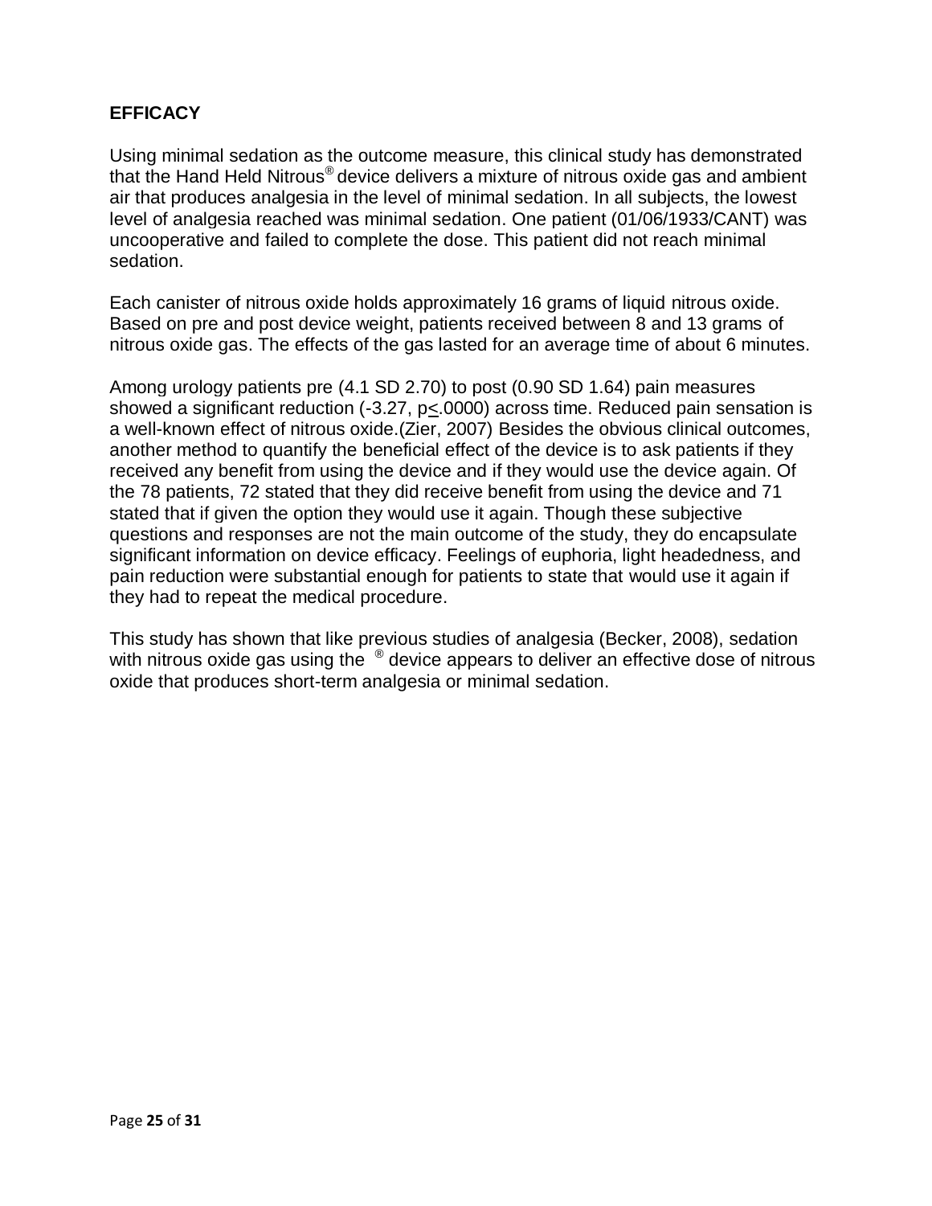## EFFICACY

Using minimal sedation as the outcome measure, this clinical study has demonstrated that the Hand Held Nitrous® device delivers a mixture of nitrous oxide gas and ambient air that produces analgesia in the level of minimal sedation. In all subjects, the lowest level of analgesia reached was minimal sedation. One patient (01/06/1933/CANT) was uncooperative and failed to complete the dose. This patient did not reach minimal sedation.

Each canister of nitrous oxide holds approximately 16 grams of liquid nitrous oxide. Based on pre and post device weight, patients received between 8 and 13 grams of nitrous oxide gas. The effects of the gas lasted for an average time of about 6 minutes.

Among urology patients pre (4.1 SD 2.70) to post (0.90 SD 1.64) pain measures showed a significant reduction (-3.27, $p \leq .0000$) across time. Reduced pain sensation is a well-known effect of nitrous oxide.(Zier, 2007) Besides the obvious clinical outcomes, another method to quantify the beneficial effect of the device is to ask patients if they received any benefit from using the device and if they would use the device again. Of the 78 patients, 72 stated that they did receive benefit from using the device and 71 stated that if given the option they would use it again. Though these subjective questions and responses are not the main outcome of the study, they do encapsulate significant information on device efficacy. Feelings of euphoria, light headedness, and pain reduction were substantial enough for patients to state that would use it again if they had to repeat the medical procedure.

This study has shown that like previous studies of analgesia (Becker, 2008), sedation with nitrous oxide gas using the ® device appears to deliver an effective dose of nitrous oxide that produces short-term analgesia or minimal sedation.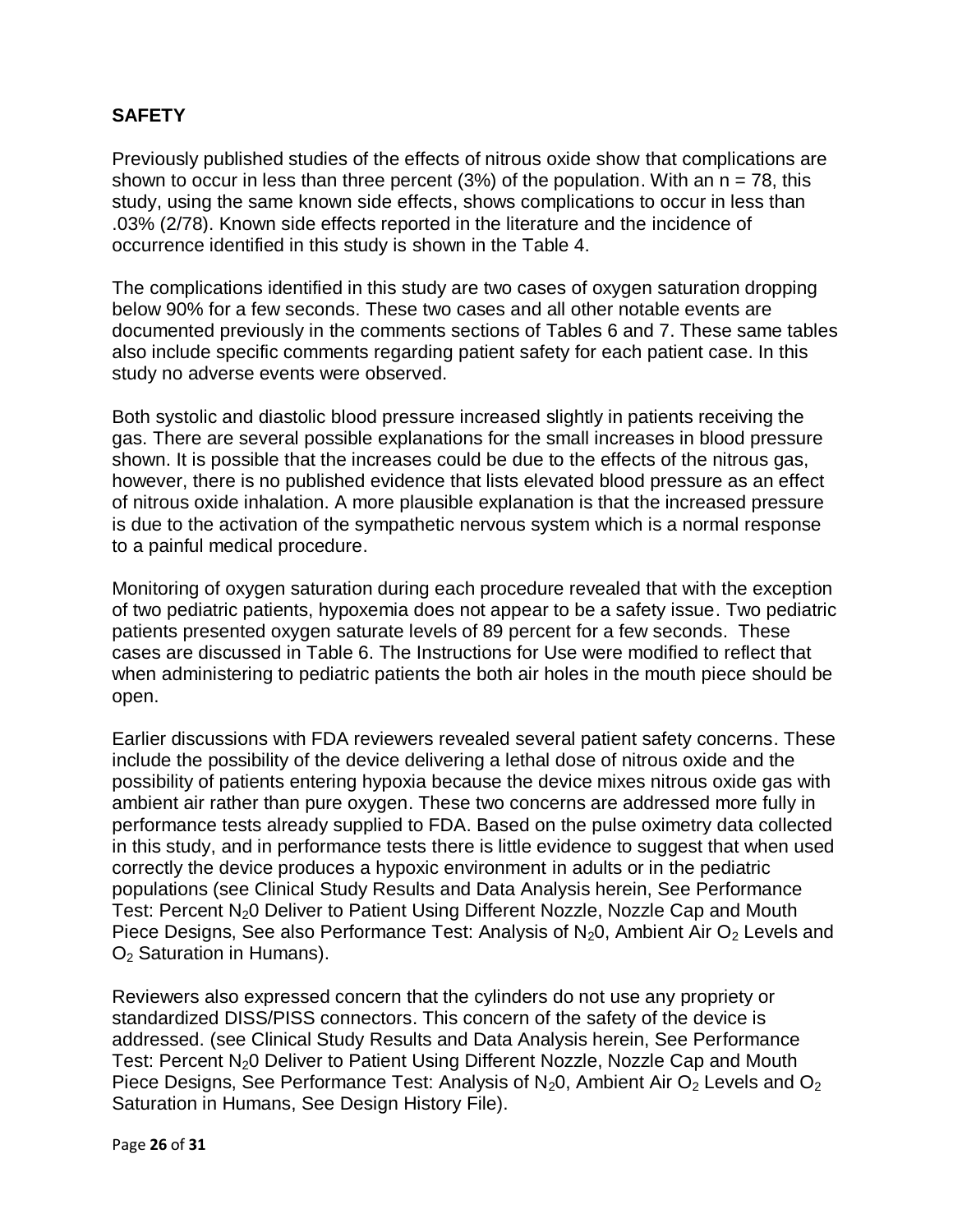## SAFETY

Previously published studies of the effects of nitrous oxide show that complications are shown to occur in less than three percent (3%) of the population. With an n = 78, this study, using the same known side effects, shows complications to occur in less than .03% (2/78). Known side effects reported in the literature and the incidence of occurrence identified in this study is shown in the Table 4.

The complications identified in this study are two cases of oxygen saturation dropping below 90% for a few seconds. These two cases and all other notable events are documented previously in the comments sections of Tables 6 and 7. These same tables also include specific comments regarding patient safety for each patient case. In this study no adverse events were observed.

Both systolic and diastolic blood pressure increased slightly in patients receiving the gas. There are several possible explanations for the small increases in blood pressure shown. It is possible that the increases could be due to the effects of the nitrous gas, however, there is no published evidence that lists elevated blood pressure as an effect of nitrous oxide inhalation. A more plausible explanation is that the increased pressure is due to the activation of the sympathetic nervous system which is a normal response to a painful medical procedure.

Monitoring of oxygen saturation during each procedure revealed that with the exception of two pediatric patients, hypoxemia does not appear to be a safety issue. Two pediatric patients presented oxygen saturate levels of 89 percent for a few seconds. These cases are discussed in Table 6. The Instructions for Use were modified to reflect that when administering to pediatric patients the both air holes in the mouth piece should be open.

Earlier discussions with FDA reviewers revealed several patient safety concerns. These include the possibility of the device delivering a lethal dose of nitrous oxide and the possibility of patients entering hypoxia because the device mixes nitrous oxide gas with ambient air rather than pure oxygen. These two concerns are addressed more fully in performance tests already supplied to FDA. Based on the pulse oximetry data collected in this study, and in performance tests there is little evidence to suggest that when used correctly the device produces a hypoxic environment in adults or in the pediatric populations (see Clinical Study Results and Data Analysis herein, See Performance Test: Percent $N_20$ Deliver to Patient Using Different Nozzle, Nozzle Cap and Mouth Piece Designs, See also Performance Test: Analysis of $N_20$, Ambient Air $O_2$ Levels and $O_2$ Saturation in Humans).

Reviewers also expressed concern that the cylinders do not use any propriety or standardized DISS/PISS connectors. This concern of the safety of the device is addressed. (see Clinical Study Results and Data Analysis herein, See Performance Test: Percent $N_20$ Deliver to Patient Using Different Nozzle, Nozzle Cap and Mouth Piece Designs, See Performance Test: Analysis of $N_20$, Ambient Air $O_2$ Levels and $O_2$ Saturation in Humans, See Design History File).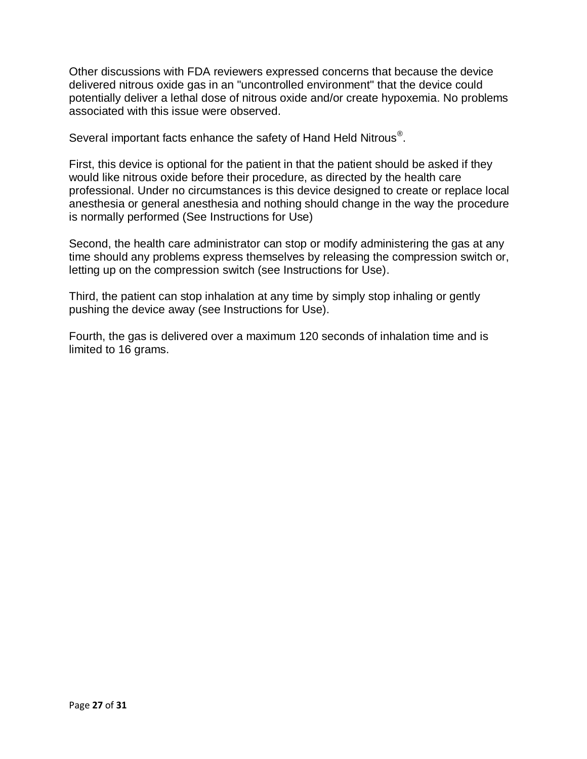Other discussions with FDA reviewers expressed concerns that because the device delivered nitrous oxide gas in an "uncontrolled environment" that the device could potentially deliver a lethal dose of nitrous oxide and/or create hypoxemia. No problems associated with this issue were observed.

Several important facts enhance the safety of Hand Held Nitrous®.

First, this device is optional for the patient in that the patient should be asked if they would like nitrous oxide before their procedure, as directed by the health care professional. Under no circumstances is this device designed to create or replace local anesthesia or general anesthesia and nothing should change in the way the procedure is normally performed (See Instructions for Use)

Second, the health care administrator can stop or modify administering the gas at any time should any problems express themselves by releasing the compression switch or, letting up on the compression switch (see Instructions for Use).

Third, the patient can stop inhalation at any time by simply stop inhaling or gently pushing the device away (see Instructions for Use).

Fourth, the gas is delivered over a maximum 120 seconds of inhalation time and is limited to 16 grams.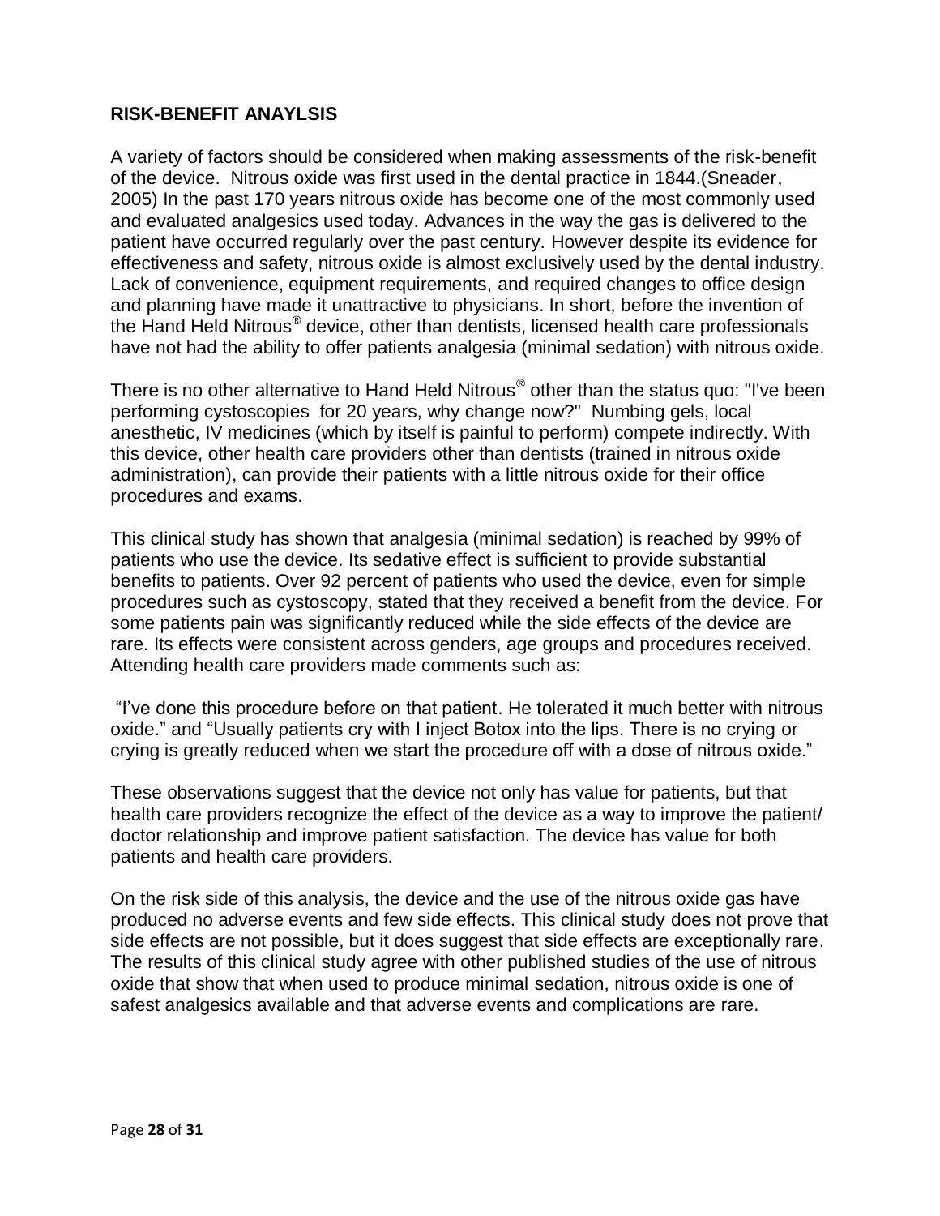## RISK-BENEFIT ANAYLSIS

A variety of factors should be considered when making assessments of the risk-benefit of the device. Nitrous oxide was first used in the dental practice in 1844.(Sneader, 2005) In the past 170 years nitrous oxide has become one of the most commonly used and evaluated analgesics used today. Advances in the way the gas is delivered to the patient have occurred regularly over the past century. However despite its evidence for effectiveness and safety, nitrous oxide is almost exclusively used by the dental industry. Lack of convenience, equipment requirements, and required changes to office design and planning have made it unattractive to physicians. In short, before the invention of the Hand Held Nitrous® device, other than dentists, licensed health care professionals have not had the ability to offer patients analgesia (minimal sedation) with nitrous oxide.

There is no other alternative to Hand Held Nitrous® other than the status quo: "I've been performing cystoscopies for 20 years, why change now?" Numbing gels, local anesthetic, IV medicines (which by itself is painful to perform) compete indirectly. With this device, other health care providers other than dentists (trained in nitrous oxide administration), can provide their patients with a little nitrous oxide for their office procedures and exams.

This clinical study has shown that analgesia (minimal sedation) is reached by 99% of patients who use the device. Its sedative effect is sufficient to provide substantial benefits to patients. Over 92 percent of patients who used the device, even for simple procedures such as cystoscopy, stated that they received a benefit from the device. For some patients pain was significantly reduced while the side effects of the device are rare. Its effects were consistent across genders, age groups and procedures received. Attending health care providers made comments such as:

"I've done this procedure before on that patient. He tolerated it much better with nitrous oxide." and "Usually patients cry with I inject Botox into the lips. There is no crying or crying is greatly reduced when we start the procedure off with a dose of nitrous oxide."

These observations suggest that the device not only has value for patients, but that health care providers recognize the effect of the device as a way to improve the patient/ doctor relationship and improve patient satisfaction. The device has value for both patients and health care providers.

On the risk side of this analysis, the device and the use of the nitrous oxide gas have produced no adverse events and few side effects. This clinical study does not prove that side effects are not possible, but it does suggest that side effects are exceptionally rare. The results of this clinical study agree with other published studies of the use of nitrous oxide that show that when used to produce minimal sedation, nitrous oxide is one of safest analgesics available and that adverse events and complications are rare.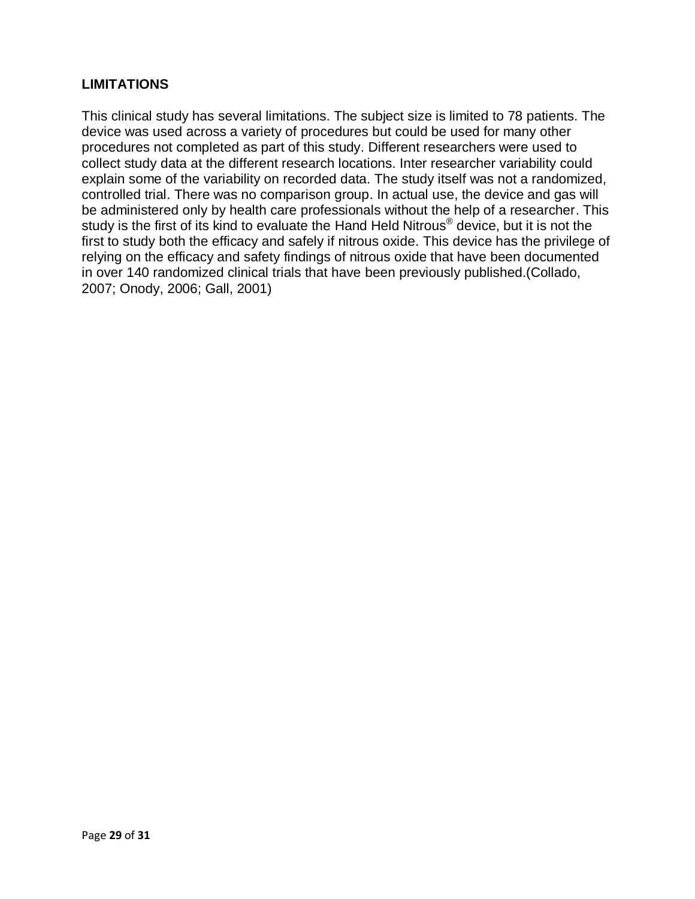## LIMITATIONS

This clinical study has several limitations. The subject size is limited to 78 patients. The device was used across a variety of procedures but could be used for many other procedures not completed as part of this study. Different researchers were used to collect study data at the different research locations. Inter researcher variability could explain some of the variability on recorded data. The study itself was not a randomized, controlled trial. There was no comparison group. In actual use, the device and gas will be administered only by health care professionals without the help of a researcher. This study is the first of its kind to evaluate the Hand Held Nitrous® device, but it is not the first to study both the efficacy and safely if nitrous oxide. This device has the privilege of relying on the efficacy and safety findings of nitrous oxide that have been documented in over 140 randomized clinical trials that have been previously published.(Collado, 2007; Onody, 2006; Gall, 2001)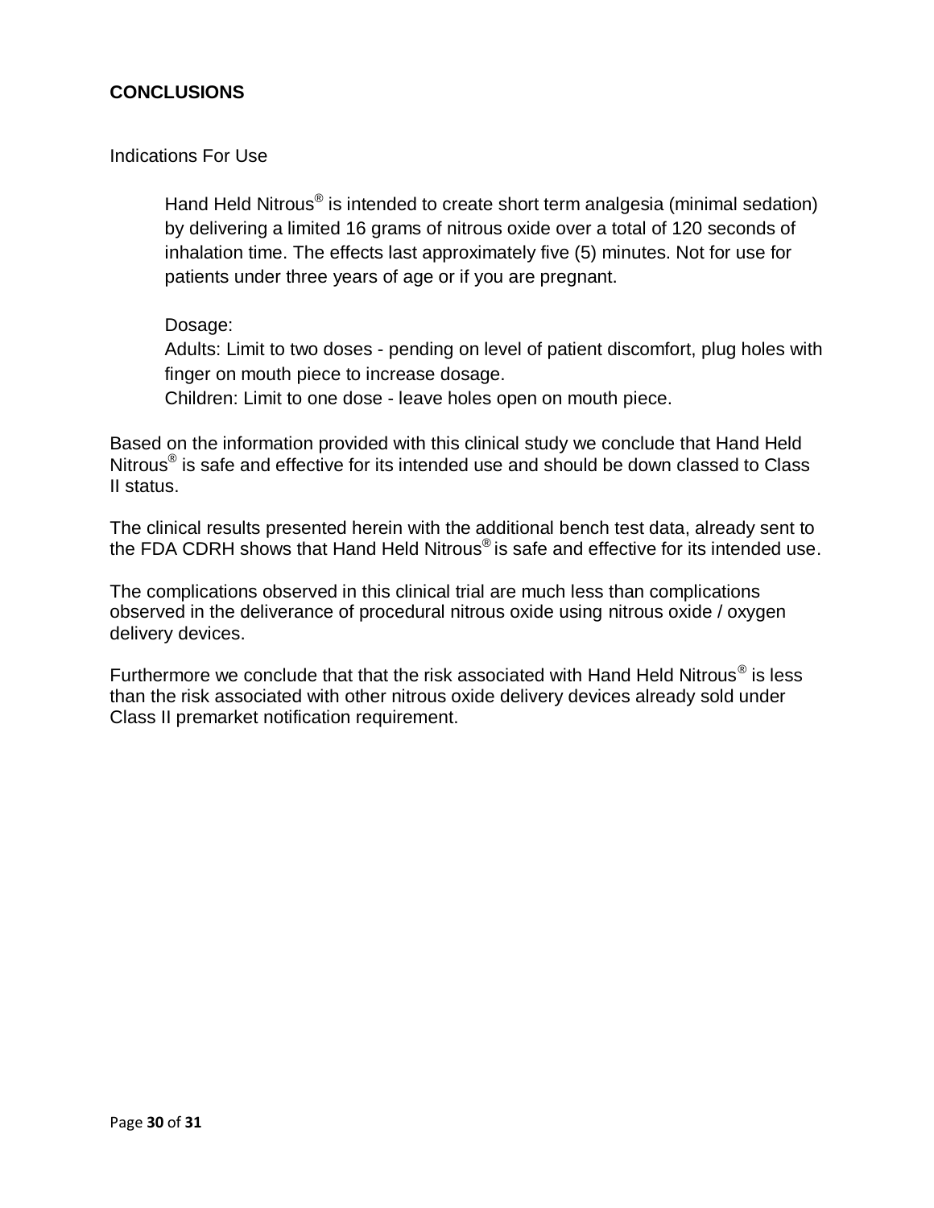## CONCLUSIONS

Indications For Use

> Hand Held Nitrous® is intended to create short term analgesia (minimal sedation) by delivering a limited 16 grams of nitrous oxide over a total of 120 seconds of inhalation time. The effects last approximately five (5) minutes. Not for use for patients under three years of age or if you are pregnant.
>
> Dosage:
> Adults: Limit to two doses - pending on level of patient discomfort, plug holes with finger on mouth piece to increase dosage.
> Children: Limit to one dose - leave holes open on mouth piece.

Based on the information provided with this clinical study we conclude that Hand Held Nitrous® is safe and effective for its intended use and should be down classed to Class II status.

The clinical results presented herein with the additional bench test data, already sent to the FDA CDRH shows that Hand Held Nitrous® is safe and effective for its intended use.

The complications observed in this clinical trial are much less than complications observed in the deliverance of procedural nitrous oxide using nitrous oxide / oxygen delivery devices.

Furthermore we conclude that that the risk associated with Hand Held Nitrous® is less than the risk associated with other nitrous oxide delivery devices already sold under Class II premarket notification requirement.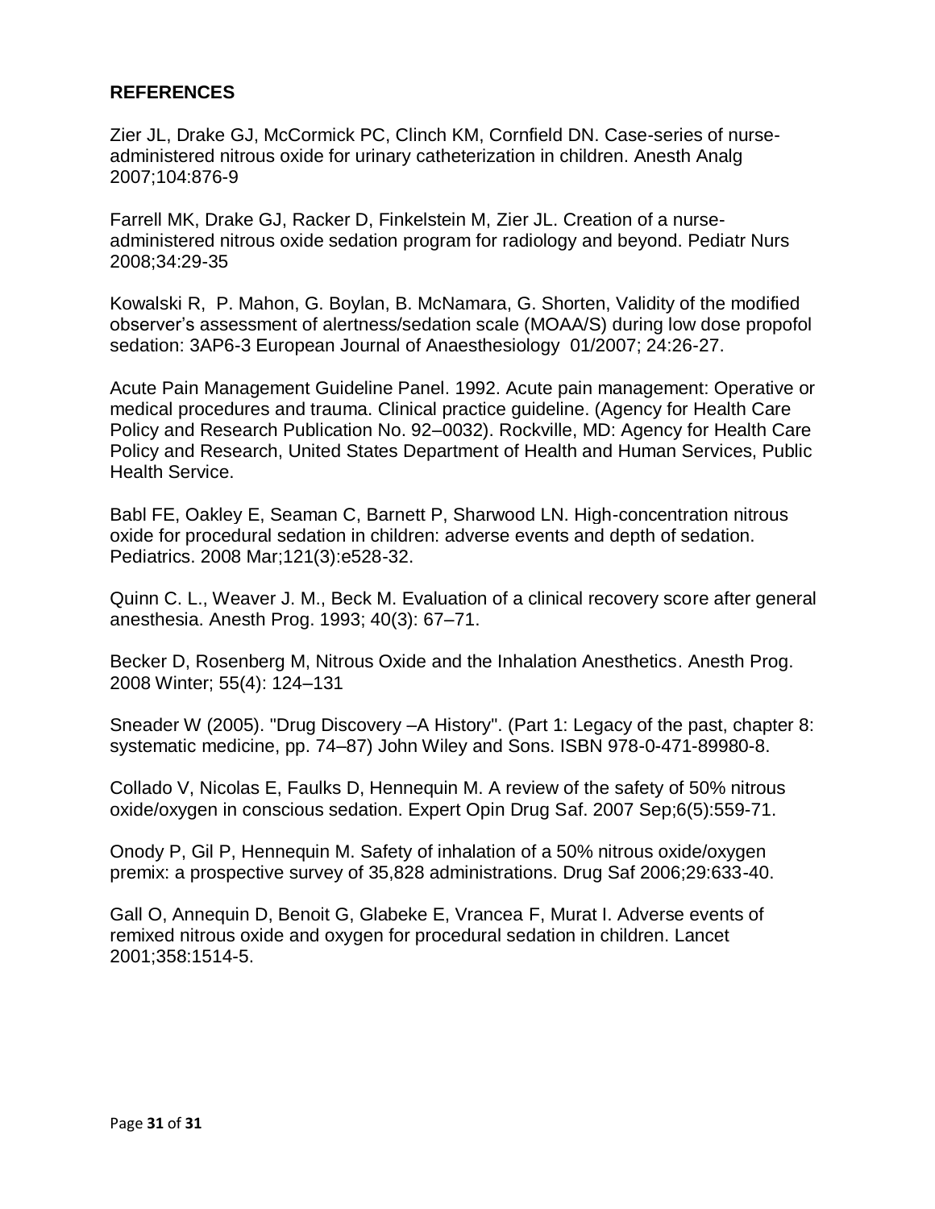## REFERENCES

Zier JL, Drake GJ, McCormick PC, Clinch KM, Cornfield DN. Case-series of nurse-administered nitrous oxide for urinary catheterization in children. Anesth Analg 2007;104:876-9

Farrell MK, Drake GJ, Racker D, Finkelstein M, Zier JL. Creation of a nurse-administered nitrous oxide sedation program for radiology and beyond. Pediatr Nurs 2008;34:29-35

Kowalski R, P. Mahon, G. Boylan, B. McNamara, G. Shorten, Validity of the modified observer's assessment of alertness/sedation scale (MOAA/S) during low dose propofol sedation: 3AP6-3 European Journal of Anaesthesiology 01/2007; 24:26-27.

Acute Pain Management Guideline Panel. 1992. Acute pain management: Operative or medical procedures and trauma. Clinical practice guideline. (Agency for Health Care Policy and Research Publication No. 92–0032). Rockville, MD: Agency for Health Care Policy and Research, United States Department of Health and Human Services, Public Health Service.

Babl FE, Oakley E, Seaman C, Barnett P, Sharwood LN. High-concentration nitrous oxide for procedural sedation in children: adverse events and depth of sedation. Pediatrics. 2008 Mar;121(3):e528-32.

Quinn C. L., Weaver J. M., Beck M. Evaluation of a clinical recovery score after general anesthesia. Anesth Prog. 1993; 40(3): 67–71.

Becker D, Rosenberg M, Nitrous Oxide and the Inhalation Anesthetics. Anesth Prog. 2008 Winter; 55(4): 124–131

Sneader W (2005). "Drug Discovery –A History". (Part 1: Legacy of the past, chapter 8: systematic medicine, pp. 74–87) John Wiley and Sons. ISBN 978-0-471-89980-8.

Collado V, Nicolas E, Faulks D, Hennequin M. A review of the safety of 50% nitrous oxide/oxygen in conscious sedation. Expert Opin Drug Saf. 2007 Sep;6(5):559-71.

Onody P, Gil P, Hennequin M. Safety of inhalation of a 50% nitrous oxide/oxygen premix: a prospective survey of 35,828 administrations. Drug Saf 2006;29:633-40.

Gall O, Annequin D, Benoit G, Glabeke E, Vrancea F, Murat I. Adverse events of remixed nitrous oxide and oxygen for procedural sedation in children. Lancet 2001;358:1514-5.